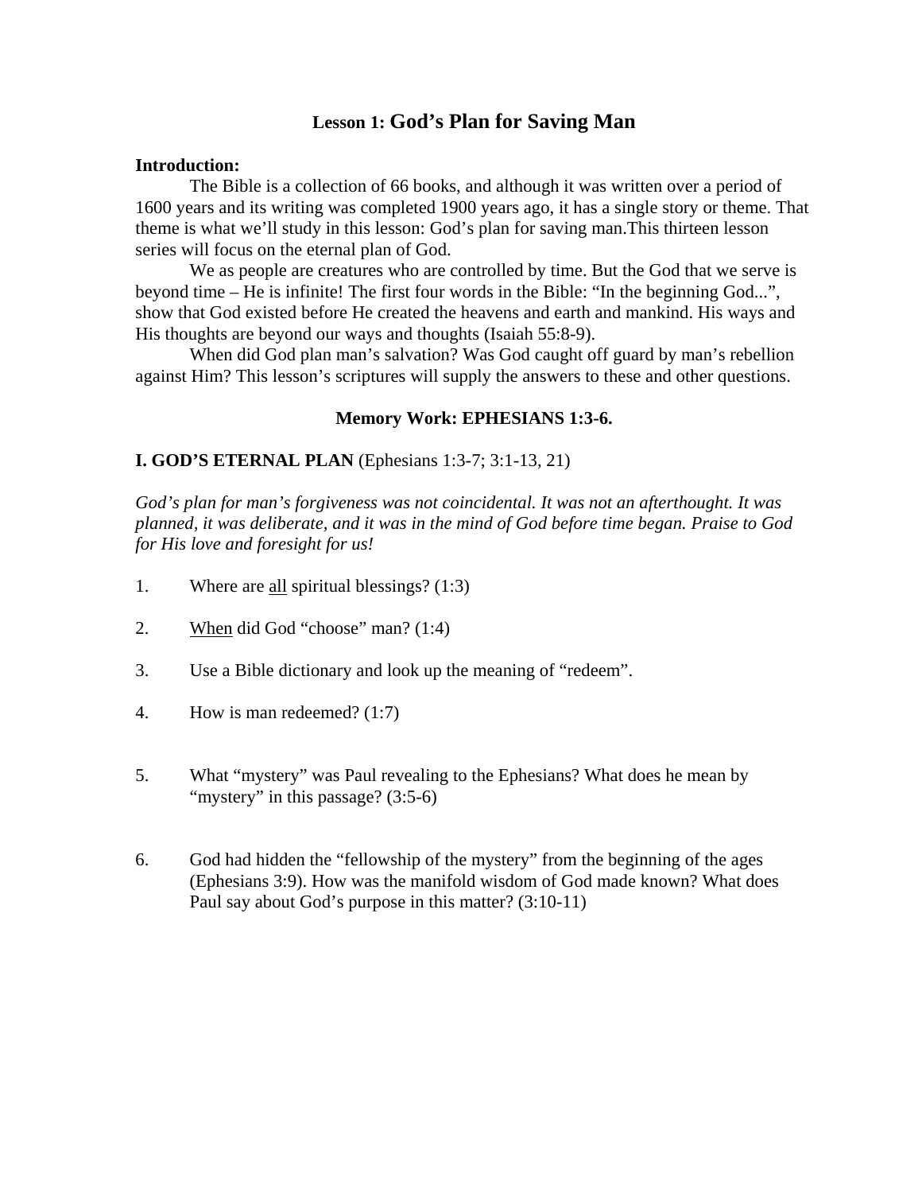# Lesson 1: God's Plan for Saving Man

**Introduction:**

The Bible is a collection of 66 books, and although it was written over a period of 1600 years and its writing was completed 1900 years ago, it has a single story or theme. That theme is what we'll study in this lesson: God's plan for saving man.This thirteen lesson series will focus on the eternal plan of God.

We as people are creatures who are controlled by time. But the God that we serve is beyond time – He is infinite! The first four words in the Bible: "In the beginning God...", show that God existed before He created the heavens and earth and mankind. His ways and His thoughts are beyond our ways and thoughts (Isaiah 55:8-9).

When did God plan man's salvation? Was God caught off guard by man's rebellion against Him? This lesson's scriptures will supply the answers to these and other questions.

**Memory Work: EPHESIANS 1:3-6.**

**I. GOD'S ETERNAL PLAN** (Ephesians 1:3-7; 3:1-13, 21)

*God's plan for man's forgiveness was not coincidental. It was not an afterthought. It was planned, it was deliberate, and it was in the mind of God before time began. Praise to God for His love and foresight for us!*

1. Where are <u>all</u> spiritual blessings? (1:3)

2. <u>When</u> did God "choose" man? (1:4)

3. Use a Bible dictionary and look up the meaning of "redeem".

4. How is man redeemed? (1:7)

5. What "mystery" was Paul revealing to the Ephesians? What does he mean by "mystery" in this passage? (3:5-6)

6. God had hidden the "fellowship of the mystery" from the beginning of the ages (Ephesians 3:9). How was the manifold wisdom of God made known? What does Paul say about God's purpose in this matter? (3:10-11)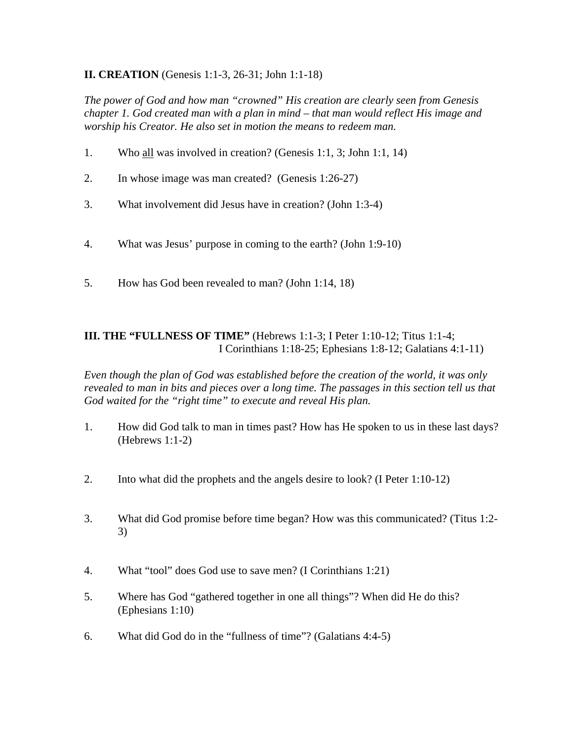**II. CREATION** (Genesis 1:1-3, 26-31; John 1:1-18)

*The power of God and how man "crowned" His creation are clearly seen from Genesis chapter 1. God created man with a plan in mind – that man would reflect His image and worship his Creator. He also set in motion the means to redeem man.*

1. Who <u>all</u> was involved in creation? (Genesis 1:1, 3; John 1:1, 14)

2. In whose image was man created? (Genesis 1:26-27)

3. What involvement did Jesus have in creation? (John 1:3-4)

4. What was Jesus' purpose in coming to the earth? (John 1:9-10)

5. How has God been revealed to man? (John 1:14, 18)

**III. THE "FULLNESS OF TIME"** (Hebrews 1:1-3; I Peter 1:10-12; Titus 1:1-4; I Corinthians 1:18-25; Ephesians 1:8-12; Galatians 4:1-11)

*Even though the plan of God was established before the creation of the world, it was only revealed to man in bits and pieces over a long time. The passages in this section tell us that God waited for the "right time" to execute and reveal His plan.*

1. How did God talk to man in times past? How has He spoken to us in these last days? (Hebrews 1:1-2)

2. Into what did the prophets and the angels desire to look? (I Peter 1:10-12)

3. What did God promise before time began? How was this communicated? (Titus 1:2-3)

4. What "tool" does God use to save men? (I Corinthians 1:21)

5. Where has God "gathered together in one all things"? When did He do this? (Ephesians 1:10)

6. What did God do in the "fullness of time"? (Galatians 4:4-5)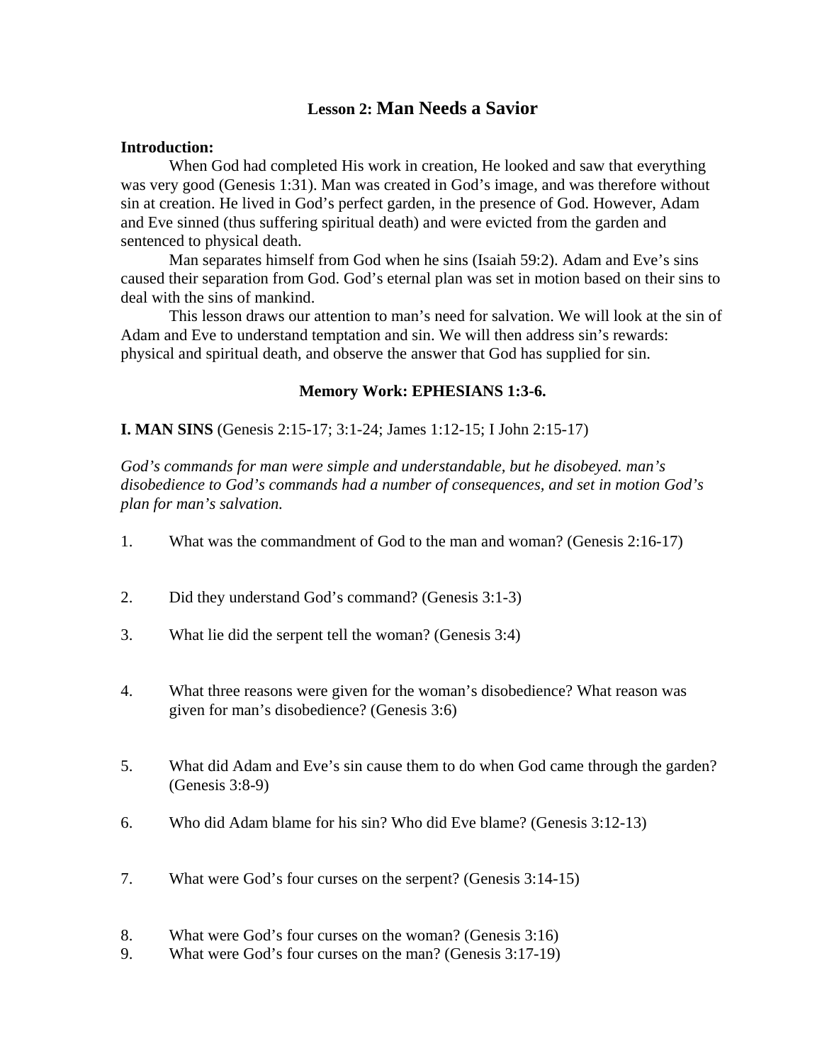## **Lesson 2: Man Needs a Savior**

**Introduction:**

When God had completed His work in creation, He looked and saw that everything was very good (Genesis 1:31). Man was created in God's image, and was therefore without sin at creation. He lived in God's perfect garden, in the presence of God. However, Adam and Eve sinned (thus suffering spiritual death) and were evicted from the garden and sentenced to physical death.

Man separates himself from God when he sins (Isaiah 59:2). Adam and Eve's sins caused their separation from God. God's eternal plan was set in motion based on their sins to deal with the sins of mankind.

This lesson draws our attention to man's need for salvation. We will look at the sin of Adam and Eve to understand temptation and sin. We will then address sin's rewards: physical and spiritual death, and observe the answer that God has supplied for sin.

**Memory Work: EPHESIANS 1:3-6.**

**I. MAN SINS** (Genesis 2:15-17; 3:1-24; James 1:12-15; I John 2:15-17)

*God's commands for man were simple and understandable, but he disobeyed. man's disobedience to God's commands had a number of consequences, and set in motion God's plan for man's salvation.*

1. What was the commandment of God to the man and woman? (Genesis 2:16-17)

2. Did they understand God's command? (Genesis 3:1-3)

3. What lie did the serpent tell the woman? (Genesis 3:4)

4. What three reasons were given for the woman's disobedience? What reason was given for man's disobedience? (Genesis 3:6)

5. What did Adam and Eve's sin cause them to do when God came through the garden? (Genesis 3:8-9)

6. Who did Adam blame for his sin? Who did Eve blame? (Genesis 3:12-13)

7. What were God's four curses on the serpent? (Genesis 3:14-15)

8. What were God's four curses on the woman? (Genesis 3:16)

9. What were God's four curses on the man? (Genesis 3:17-19)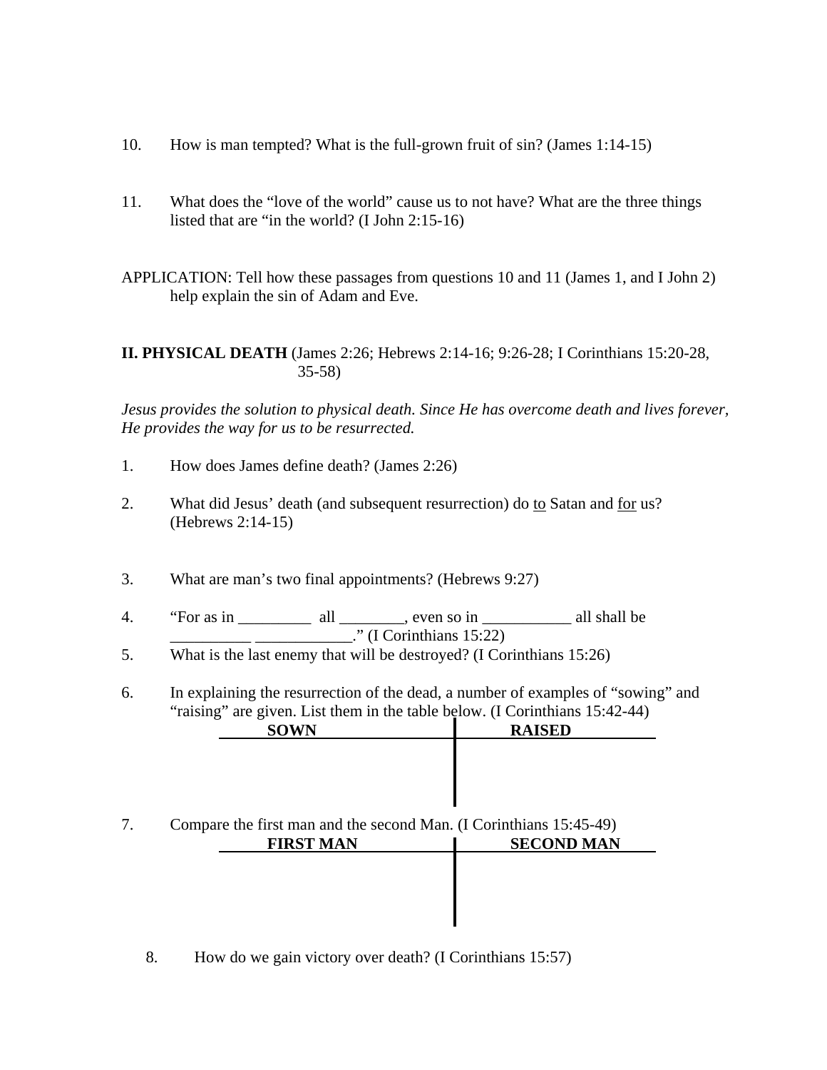10. How is man tempted? What is the full-grown fruit of sin? (James 1:14-15)

11. What does the "love of the world" cause us to not have? What are the three things listed that are "in the world? (I John 2:15-16)

APPLICATION: Tell how these passages from questions 10 and 11 (James 1, and I John 2) help explain the sin of Adam and Eve.

**II. PHYSICAL DEATH** (James 2:26; Hebrews 2:14-16; 9:26-28; I Corinthians 15:20-28, 35-58)

*Jesus provides the solution to physical death. Since He has overcome death and lives forever, He provides the way for us to be resurrected.*

1. How does James define death? (James 2:26)

2. What did Jesus' death (and subsequent resurrection) do <u>to</u> Satan and <u>for</u> us? (Hebrews 2:14-15)

3. What are man's two final appointments? (Hebrews 9:27)

4. "For as in _________ all ________, even so in ___________ all shall be __________ ____________." (I Corinthians 15:22)

5. What is the last enemy that will be destroyed? (I Corinthians 15:26)

6. In explaining the resurrection of the dead, a number of examples of "sowing" and "raising" are given. List them in the table below. (I Corinthians 15:42-44)

| SOWN | RAISED |
|---|---|
| | |

7. Compare the first man and the second Man. (I Corinthians 15:45-49)

| FIRST MAN | SECOND MAN |
|---|---|
| | |

8. How do we gain victory over death? (I Corinthians 15:57)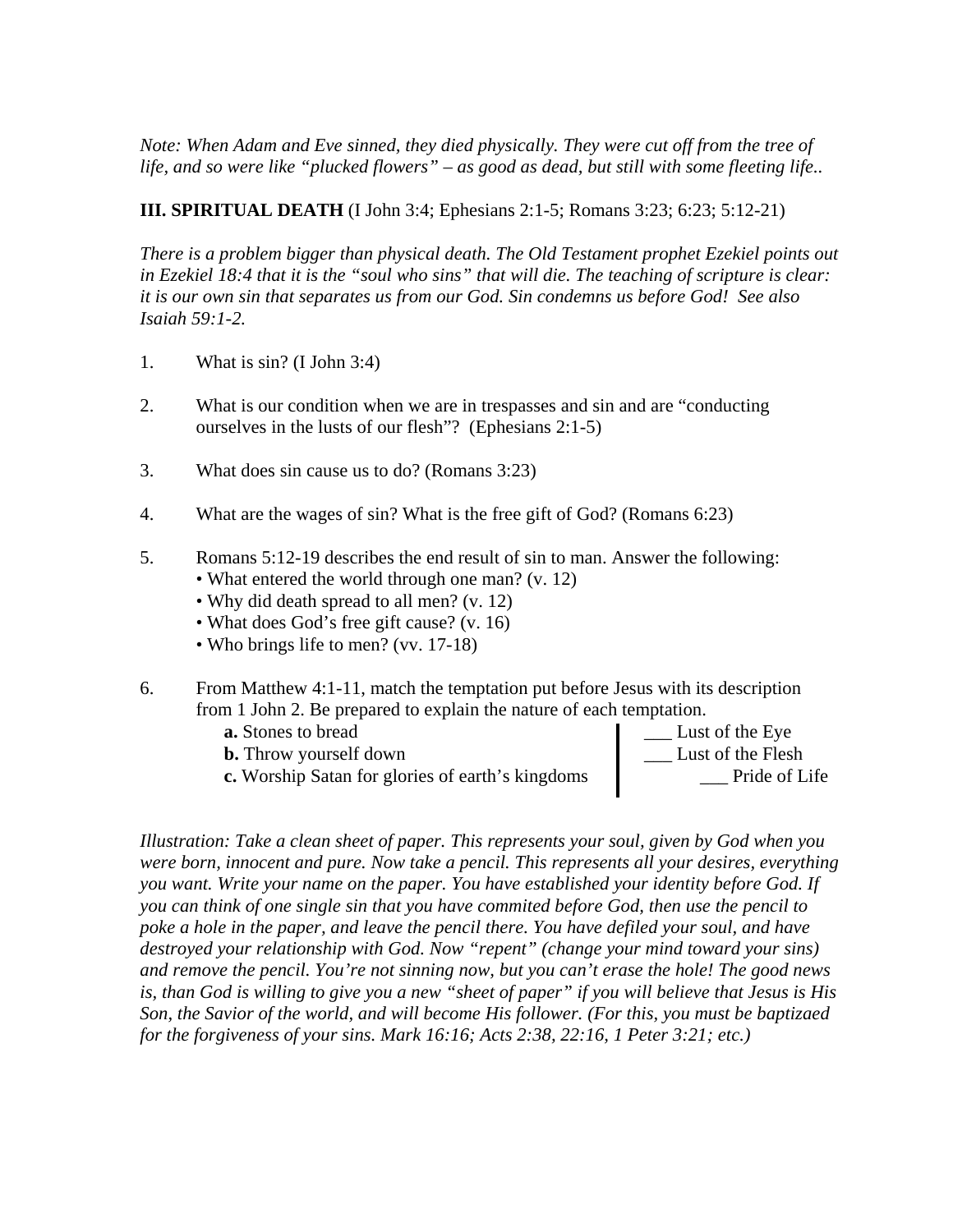*Note: When Adam and Eve sinned, they died physically. They were cut off from the tree of life, and so were like "plucked flowers" – as good as dead, but still with some fleeting life..*

**III. SPIRITUAL DEATH** (I John 3:4; Ephesians 2:1-5; Romans 3:23; 6:23; 5:12-21)

*There is a problem bigger than physical death. The Old Testament prophet Ezekiel points out in Ezekiel 18:4 that it is the "soul who sins" that will die. The teaching of scripture is clear: it is our own sin that separates us from our God. Sin condemns us before God! See also Isaiah 59:1-2.*

1. What is sin? (I John 3:4)

2. What is our condition when we are in trespasses and sin and are "conducting ourselves in the lusts of our flesh"? (Ephesians 2:1-5)

3. What does sin cause us to do? (Romans 3:23)

4. What are the wages of sin? What is the free gift of God? (Romans 6:23)

5. Romans 5:12-19 describes the end result of sin to man. Answer the following:
   - What entered the world through one man? (v. 12)
   - Why did death spread to all men? (v. 12)
   - What does God's free gift cause? (v. 16)
   - Who brings life to men? (vv. 17-18)

6. From Matthew 4:1-11, match the temptation put before Jesus with its description from 1 John 2. Be prepared to explain the nature of each temptation.

| | |
|---|---|
| **a.** Stones to bread | ___ Lust of the Eye |
| **b.** Throw yourself down | ___ Lust of the Flesh |
| **c.** Worship Satan for glories of earth's kingdoms | ___ Pride of Life |

*Illustration: Take a clean sheet of paper. This represents your soul, given by God when you were born, innocent and pure. Now take a pencil. This represents all your desires, everything you want. Write your name on the paper. You have established your identity before God. If you can think of one single sin that you have commited before God, then use the pencil to poke a hole in the paper, and leave the pencil there. You have defiled your soul, and have destroyed your relationship with God. Now "repent" (change your mind toward your sins) and remove the pencil. You're not sinning now, but you can't erase the hole! The good news is, than God is willing to give you a new "sheet of paper" if you will believe that Jesus is His Son, the Savior of the world, and will become His follower. (For this, you must be baptizaed for the forgiveness of your sins. Mark 16:16; Acts 2:38, 22:16, 1 Peter 3:21; etc.)*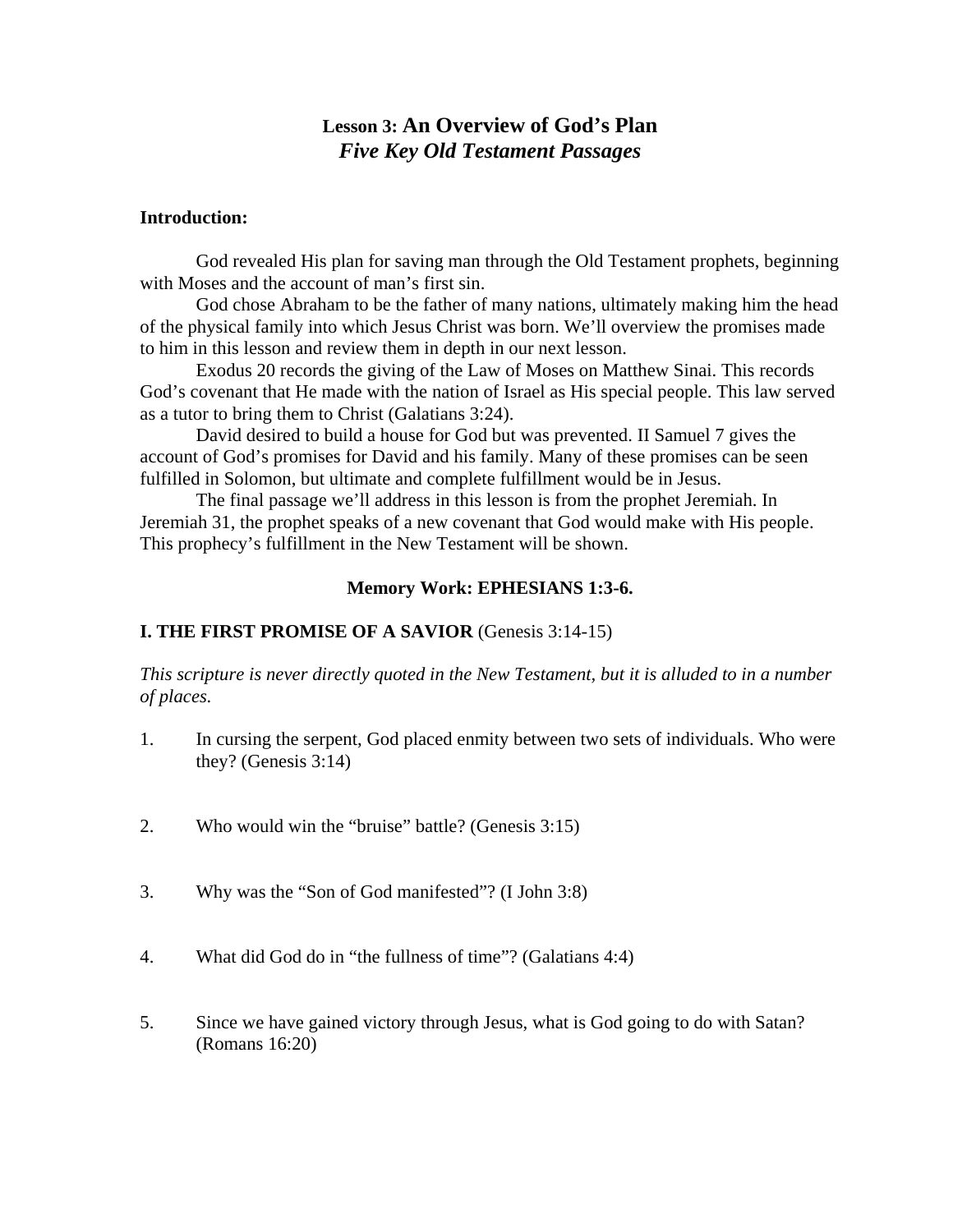# Lesson 3: An Overview of God's Plan
## *Five Key Old Testament Passages*

**Introduction:**

God revealed His plan for saving man through the Old Testament prophets, beginning with Moses and the account of man's first sin.

God chose Abraham to be the father of many nations, ultimately making him the head of the physical family into which Jesus Christ was born. We'll overview the promises made to him in this lesson and review them in depth in our next lesson.

Exodus 20 records the giving of the Law of Moses on Matthew Sinai. This records God's covenant that He made with the nation of Israel as His special people. This law served as a tutor to bring them to Christ (Galatians 3:24).

David desired to build a house for God but was prevented. II Samuel 7 gives the account of God's promises for David and his family. Many of these promises can be seen fulfilled in Solomon, but ultimate and complete fulfillment would be in Jesus.

The final passage we'll address in this lesson is from the prophet Jeremiah. In Jeremiah 31, the prophet speaks of a new covenant that God would make with His people. This prophecy's fulfillment in the New Testament will be shown.

**Memory Work: EPHESIANS 1:3-6.**

**I. THE FIRST PROMISE OF A SAVIOR** (Genesis 3:14-15)

*This scripture is never directly quoted in the New Testament, but it is alluded to in a number of places.*

1. In cursing the serpent, God placed enmity between two sets of individuals. Who were they? (Genesis 3:14)

2. Who would win the "bruise" battle? (Genesis 3:15)

3. Why was the "Son of God manifested"? (I John 3:8)

4. What did God do in "the fullness of time"? (Galatians 4:4)

5. Since we have gained victory through Jesus, what is God going to do with Satan? (Romans 16:20)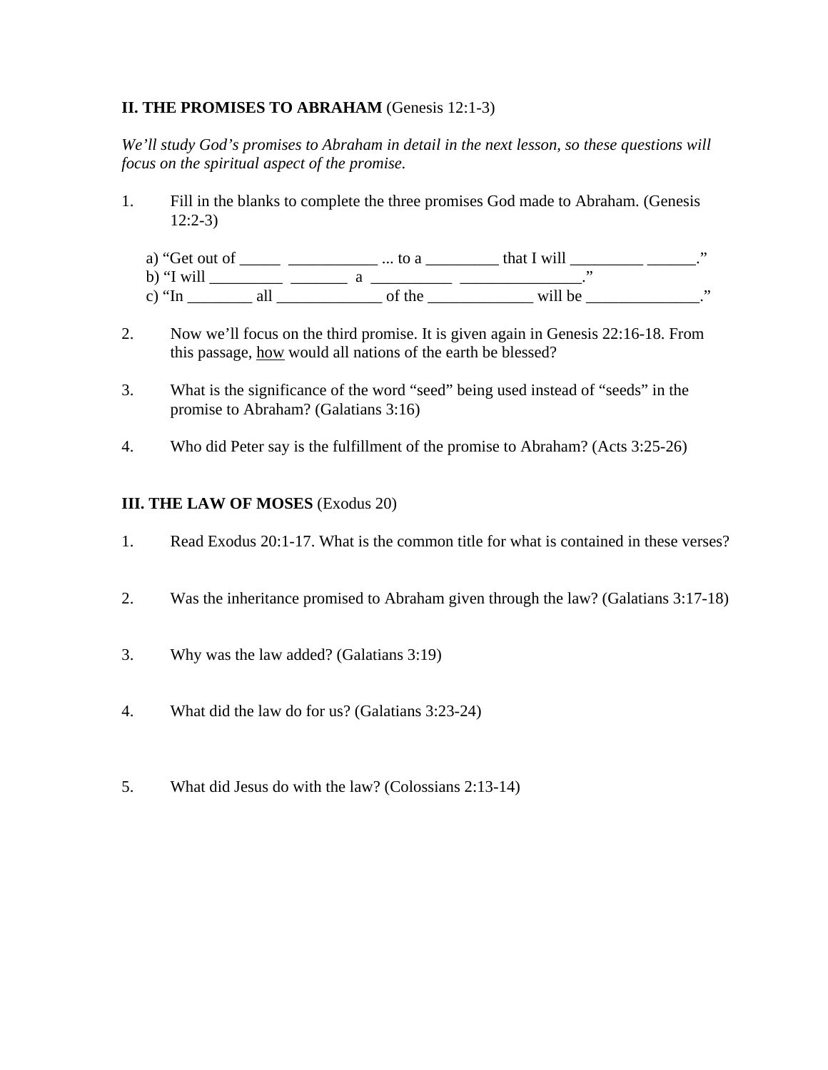**II. THE PROMISES TO ABRAHAM** (Genesis 12:1-3)

*We'll study God's promises to Abraham in detail in the next lesson, so these questions will focus on the spiritual aspect of the promise.*

1. Fill in the blanks to complete the three promises God made to Abraham. (Genesis 12:2-3)

   a) "Get out of _____ ___________ ... to a _________ that I will _________ ______."
   b) "I will _________ _______ a __________ _______________."
   c) "In ________ all _____________ of the _____________ will be ______________."

2. Now we'll focus on the third promise. It is given again in Genesis 22:16-18. From this passage, <u>how</u> would all nations of the earth be blessed?

3. What is the significance of the word "seed" being used instead of "seeds" in the promise to Abraham? (Galatians 3:16)

4. Who did Peter say is the fulfillment of the promise to Abraham? (Acts 3:25-26)

**III. THE LAW OF MOSES** (Exodus 20)

1. Read Exodus 20:1-17. What is the common title for what is contained in these verses?

2. Was the inheritance promised to Abraham given through the law? (Galatians 3:17-18)

3. Why was the law added? (Galatians 3:19)

4. What did the law do for us? (Galatians 3:23-24)

5. What did Jesus do with the law? (Colossians 2:13-14)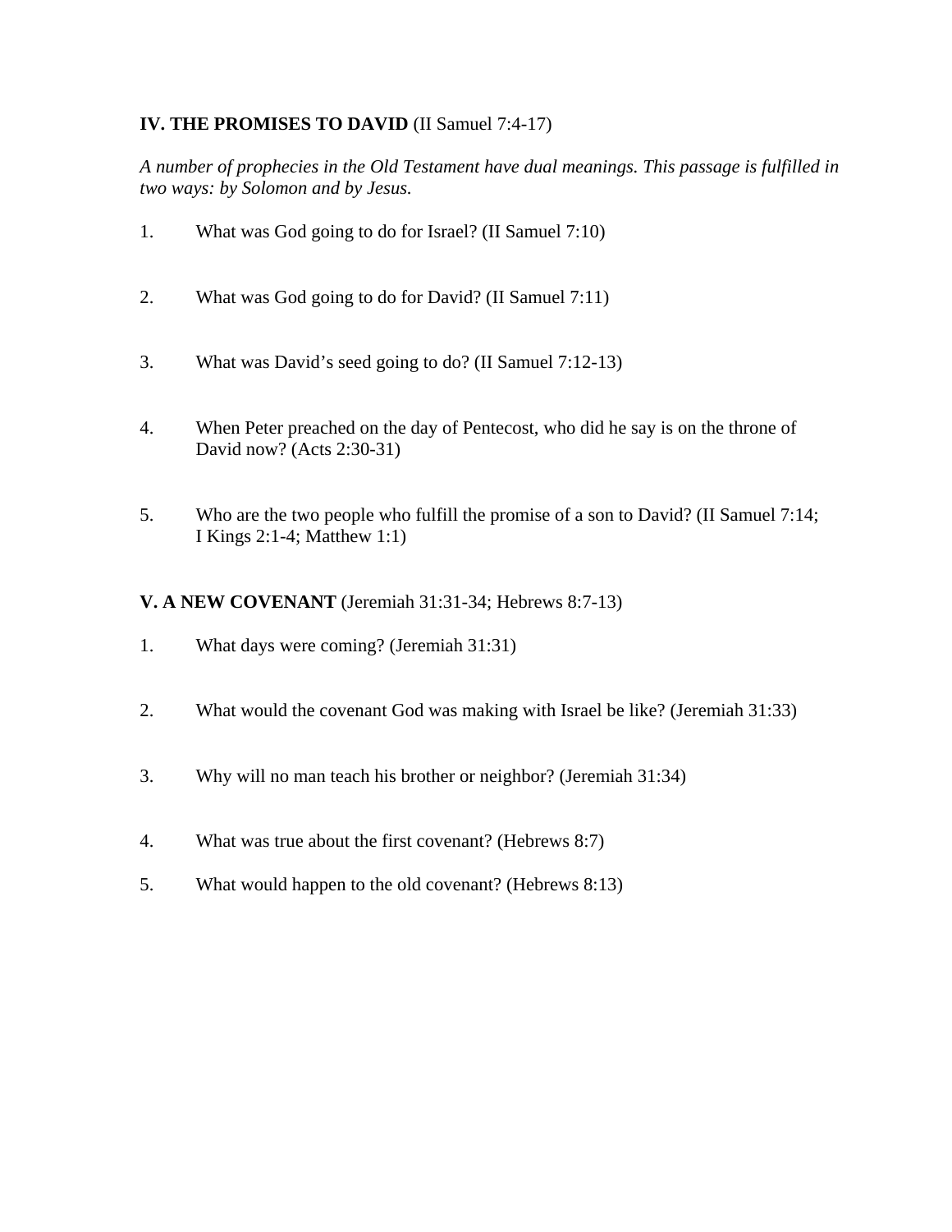**IV. THE PROMISES TO DAVID** (II Samuel 7:4-17)

*A number of prophecies in the Old Testament have dual meanings. This passage is fulfilled in two ways: by Solomon and by Jesus.*

1. What was God going to do for Israel? (II Samuel 7:10)

2. What was God going to do for David? (II Samuel 7:11)

3. What was David's seed going to do? (II Samuel 7:12-13)

4. When Peter preached on the day of Pentecost, who did he say is on the throne of David now? (Acts 2:30-31)

5. Who are the two people who fulfill the promise of a son to David? (II Samuel 7:14; I Kings 2:1-4; Matthew 1:1)

**V. A NEW COVENANT** (Jeremiah 31:31-34; Hebrews 8:7-13)

1. What days were coming? (Jeremiah 31:31)

2. What would the covenant God was making with Israel be like? (Jeremiah 31:33)

3. Why will no man teach his brother or neighbor? (Jeremiah 31:34)

4. What was true about the first covenant? (Hebrews 8:7)

5. What would happen to the old covenant? (Hebrews 8:13)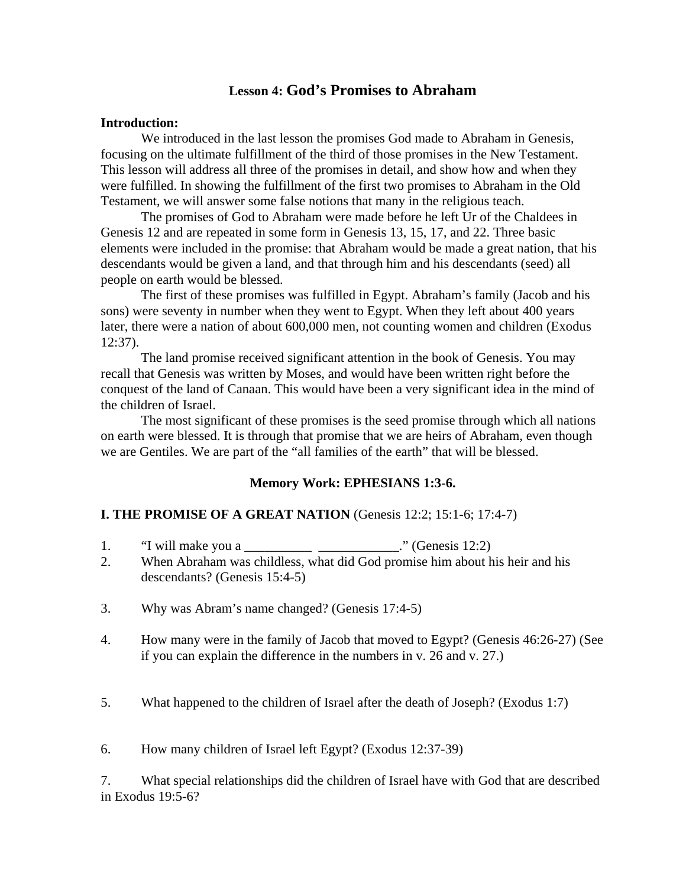# Lesson 4: God's Promises to Abraham

**Introduction:**

We introduced in the last lesson the promises God made to Abraham in Genesis, focusing on the ultimate fulfillment of the third of those promises in the New Testament. This lesson will address all three of the promises in detail, and show how and when they were fulfilled. In showing the fulfillment of the first two promises to Abraham in the Old Testament, we will answer some false notions that many in the religious teach.

The promises of God to Abraham were made before he left Ur of the Chaldees in Genesis 12 and are repeated in some form in Genesis 13, 15, 17, and 22. Three basic elements were included in the promise: that Abraham would be made a great nation, that his descendants would be given a land, and that through him and his descendants (seed) all people on earth would be blessed.

The first of these promises was fulfilled in Egypt. Abraham's family (Jacob and his sons) were seventy in number when they went to Egypt. When they left about 400 years later, there were a nation of about 600,000 men, not counting women and children (Exodus 12:37).

The land promise received significant attention in the book of Genesis. You may recall that Genesis was written by Moses, and would have been written right before the conquest of the land of Canaan. This would have been a very significant idea in the mind of the children of Israel.

The most significant of these promises is the seed promise through which all nations on earth were blessed. It is through that promise that we are heirs of Abraham, even though we are Gentiles. We are part of the "all families of the earth" that will be blessed.

**Memory Work: EPHESIANS 1:3-6.**

**I. THE PROMISE OF A GREAT NATION** (Genesis 12:2; 15:1-6; 17:4-7)

1. "I will make you a __________ ____________." (Genesis 12:2)
2. When Abraham was childless, what did God promise him about his heir and his descendants? (Genesis 15:4-5)
3. Why was Abram's name changed? (Genesis 17:4-5)
4. How many were in the family of Jacob that moved to Egypt? (Genesis 46:26-27) (See if you can explain the difference in the numbers in v. 26 and v. 27.)
5. What happened to the children of Israel after the death of Joseph? (Exodus 1:7)
6. How many children of Israel left Egypt? (Exodus 12:37-39)
7. What special relationships did the children of Israel have with God that are described in Exodus 19:5-6?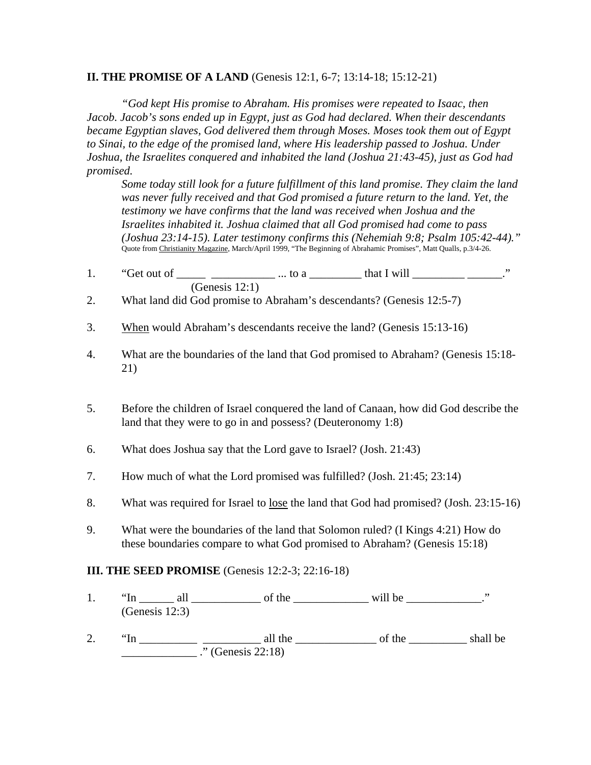**II. THE PROMISE OF A LAND** (Genesis 12:1, 6-7; 13:14-18; 15:12-21)

*"God kept His promise to Abraham. His promises were repeated to Isaac, then Jacob. Jacob's sons ended up in Egypt, just as God had declared. When their descendants became Egyptian slaves, God delivered them through Moses. Moses took them out of Egypt to Sinai, to the edge of the promised land, where His leadership passed to Joshua. Under Joshua, the Israelites conquered and inhabited the land (Joshua 21:43-45), just as God had promised.*

> *Some today still look for a future fulfillment of this land promise. They claim the land was never fully received and that God promised a future return to the land. Yet, the testimony we have confirms that the land was received when Joshua and the Israelites inhabited it. Joshua claimed that all God promised had come to pass (Joshua 23:14-15). Later testimony confirms this (Nehemiah 9:8; Psalm 105:42-44)."*
>
> Quote from <u>Christianity Magazine</u>, March/April 1999, "The Beginning of Abrahamic Promises", Matt Qualls, p.3/4-26.

1. "Get out of _____ ___________ ... to a _________ that I will _________ ______." (Genesis 12:1)
2. What land did God promise to Abraham's descendants? (Genesis 12:5-7)
3. <u>When</u> would Abraham's descendants receive the land? (Genesis 15:13-16)
4. What are the boundaries of the land that God promised to Abraham? (Genesis 15:18-21)
5. Before the children of Israel conquered the land of Canaan, how did God describe the land that they were to go in and possess? (Deuteronomy 1:8)
6. What does Joshua say that the Lord gave to Israel? (Josh. 21:43)
7. How much of what the Lord promised was fulfilled? (Josh. 21:45; 23:14)
8. What was required for Israel to <u>lose</u> the land that God had promised? (Josh. 23:15-16)
9. What were the boundaries of the land that Solomon ruled? (I Kings 4:21) How do these boundaries compare to what God promised to Abraham? (Genesis 15:18)

**III. THE SEED PROMISE** (Genesis 12:2-3; 22:16-18)

1. "In ______ all ____________ of the _____________ will be _____________." (Genesis 12:3)
2. "In __________ __________ all the ______________ of the __________ shall be _____________ ." (Genesis 22:18)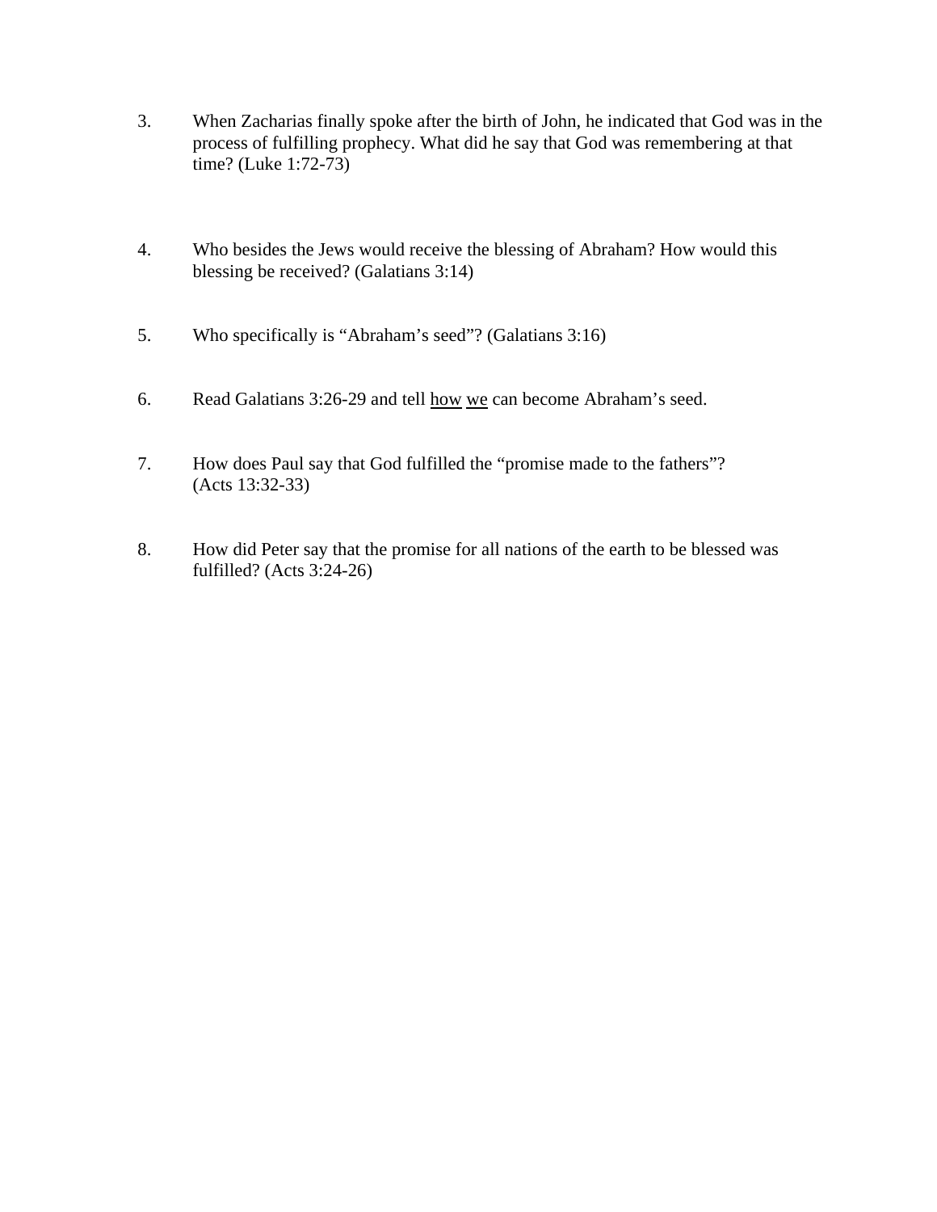3. When Zacharias finally spoke after the birth of John, he indicated that God was in the process of fulfilling prophecy. What did he say that God was remembering at that time? (Luke 1:72-73)

4. Who besides the Jews would receive the blessing of Abraham? How would this blessing be received? (Galatians 3:14)

5. Who specifically is "Abraham's seed"? (Galatians 3:16)

6. Read Galatians 3:26-29 and tell <u>how</u> <u>we</u> can become Abraham's seed.

7. How does Paul say that God fulfilled the "promise made to the fathers"? (Acts 13:32-33)

8. How did Peter say that the promise for all nations of the earth to be blessed was fulfilled? (Acts 3:24-26)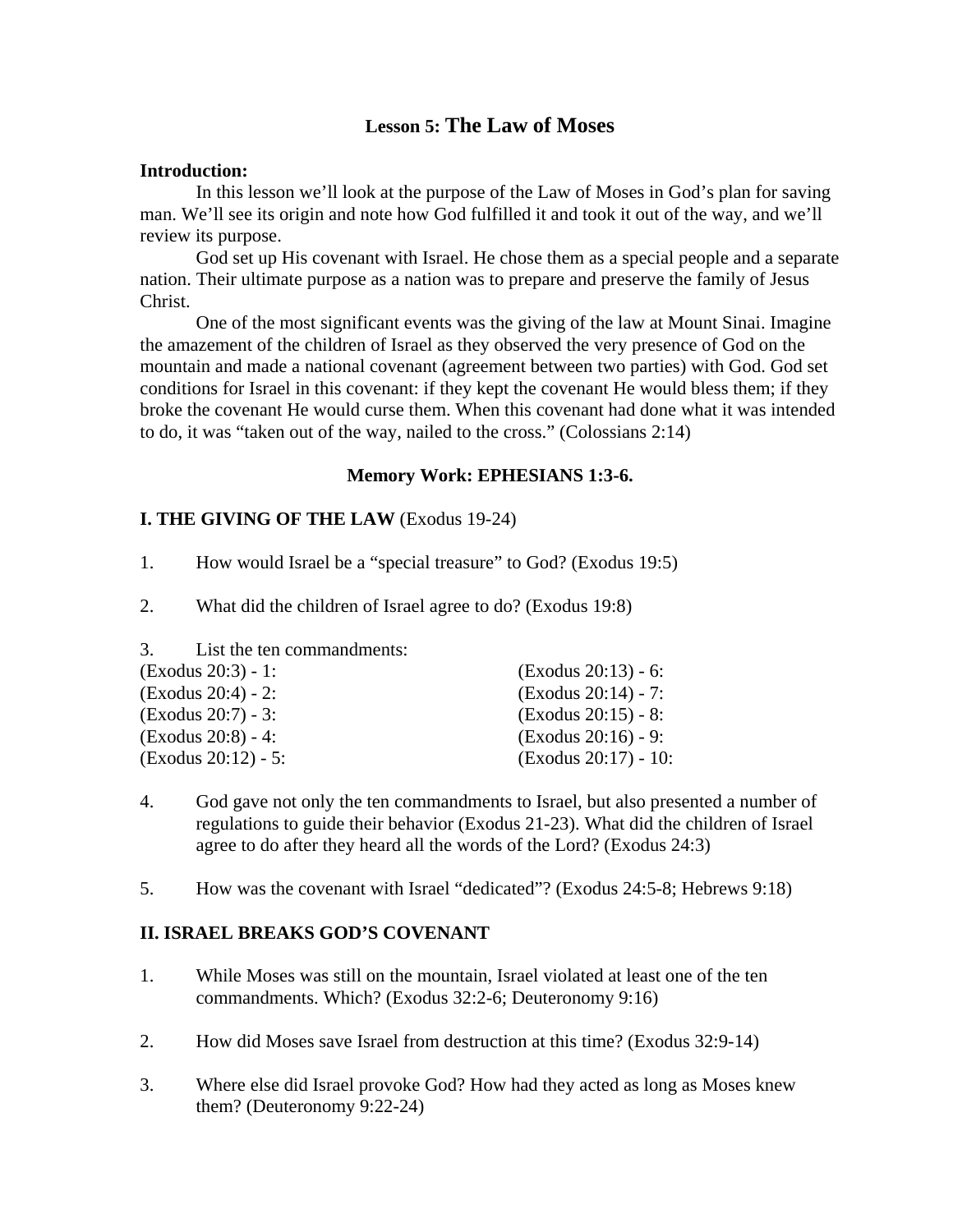# Lesson 5: The Law of Moses

**Introduction:**

In this lesson we'll look at the purpose of the Law of Moses in God's plan for saving man. We'll see its origin and note how God fulfilled it and took it out of the way, and we'll review its purpose.

God set up His covenant with Israel. He chose them as a special people and a separate nation. Their ultimate purpose as a nation was to prepare and preserve the family of Jesus Christ.

One of the most significant events was the giving of the law at Mount Sinai. Imagine the amazement of the children of Israel as they observed the very presence of God on the mountain and made a national covenant (agreement between two parties) with God. God set conditions for Israel in this covenant: if they kept the covenant He would bless them; if they broke the covenant He would curse them. When this covenant had done what it was intended to do, it was "taken out of the way, nailed to the cross." (Colossians 2:14)

**Memory Work: EPHESIANS 1:3-6.**

## I. THE GIVING OF THE LAW (Exodus 19-24)

1. How would Israel be a "special treasure" to God? (Exodus 19:5)

2. What did the children of Israel agree to do? (Exodus 19:8)

3. List the ten commandments:

| | |
|---|---|
| (Exodus 20:3) - 1: | (Exodus 20:13) - 6: |
| (Exodus 20:4) - 2: | (Exodus 20:14) - 7: |
| (Exodus 20:7) - 3: | (Exodus 20:15) - 8: |
| (Exodus 20:8) - 4: | (Exodus 20:16) - 9: |
| (Exodus 20:12) - 5: | (Exodus 20:17) - 10: |

4. God gave not only the ten commandments to Israel, but also presented a number of regulations to guide their behavior (Exodus 21-23). What did the children of Israel agree to do after they heard all the words of the Lord? (Exodus 24:3)

5. How was the covenant with Israel "dedicated"? (Exodus 24:5-8; Hebrews 9:18)

## II. ISRAEL BREAKS GOD'S COVENANT

1. While Moses was still on the mountain, Israel violated at least one of the ten commandments. Which? (Exodus 32:2-6; Deuteronomy 9:16)

2. How did Moses save Israel from destruction at this time? (Exodus 32:9-14)

3. Where else did Israel provoke God? How had they acted as long as Moses knew them? (Deuteronomy 9:22-24)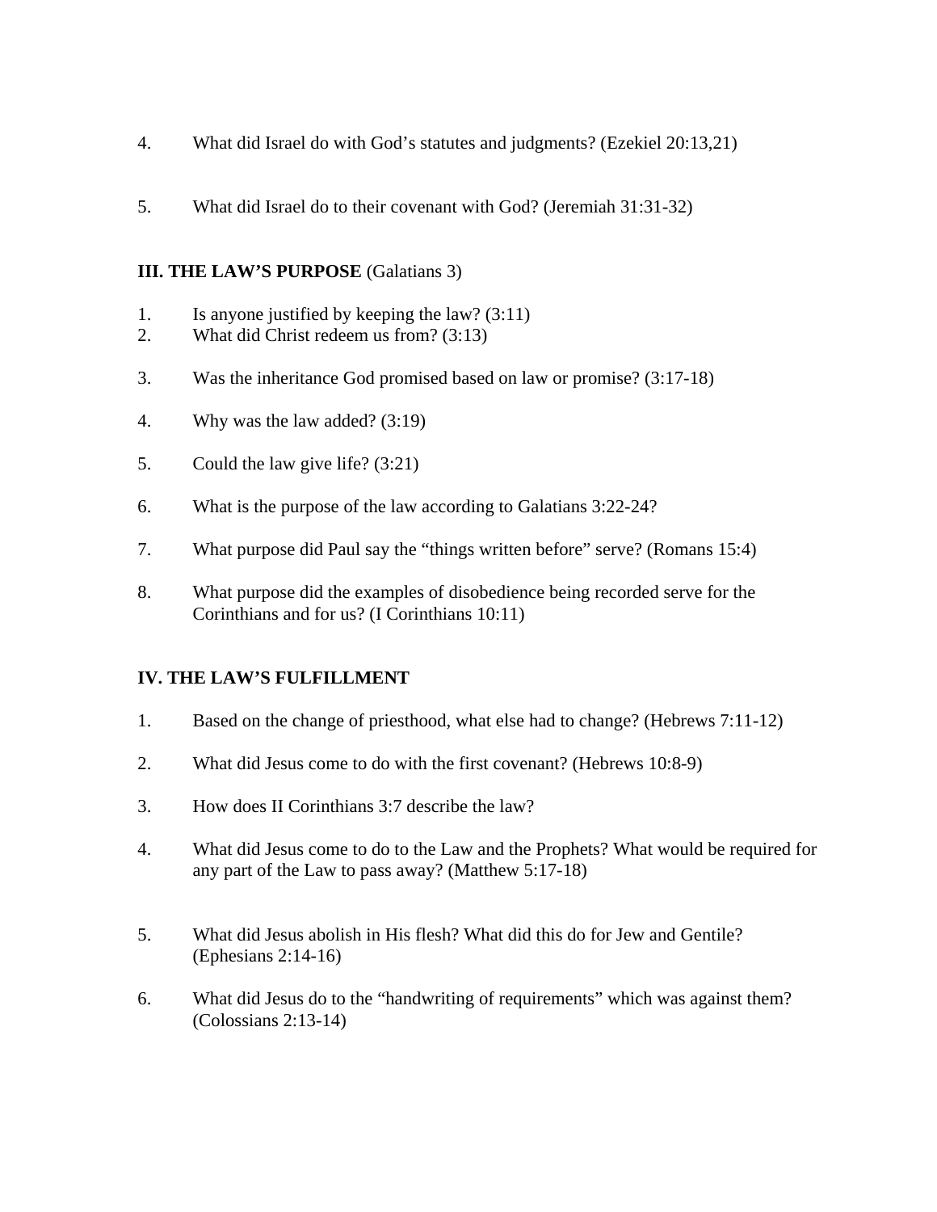4. What did Israel do with God’s statutes and judgments? (Ezekiel 20:13,21)

5. What did Israel do to their covenant with God? (Jeremiah 31:31-32)

### III. THE LAW’S PURPOSE (Galatians 3)

1. Is anyone justified by keeping the law? (3:11)
2. What did Christ redeem us from? (3:13)
3. Was the inheritance God promised based on law or promise? (3:17-18)
4. Why was the law added? (3:19)
5. Could the law give life? (3:21)
6. What is the purpose of the law according to Galatians 3:22-24?
7. What purpose did Paul say the “things written before” serve? (Romans 15:4)
8. What purpose did the examples of disobedience being recorded serve for the Corinthians and for us? (I Corinthians 10:11)

### IV. THE LAW’S FULFILLMENT

1. Based on the change of priesthood, what else had to change? (Hebrews 7:11-12)
2. What did Jesus come to do with the first covenant? (Hebrews 10:8-9)
3. How does II Corinthians 3:7 describe the law?
4. What did Jesus come to do to the Law and the Prophets? What would be required for any part of the Law to pass away? (Matthew 5:17-18)
5. What did Jesus abolish in His flesh? What did this do for Jew and Gentile? (Ephesians 2:14-16)
6. What did Jesus do to the “handwriting of requirements” which was against them? (Colossians 2:13-14)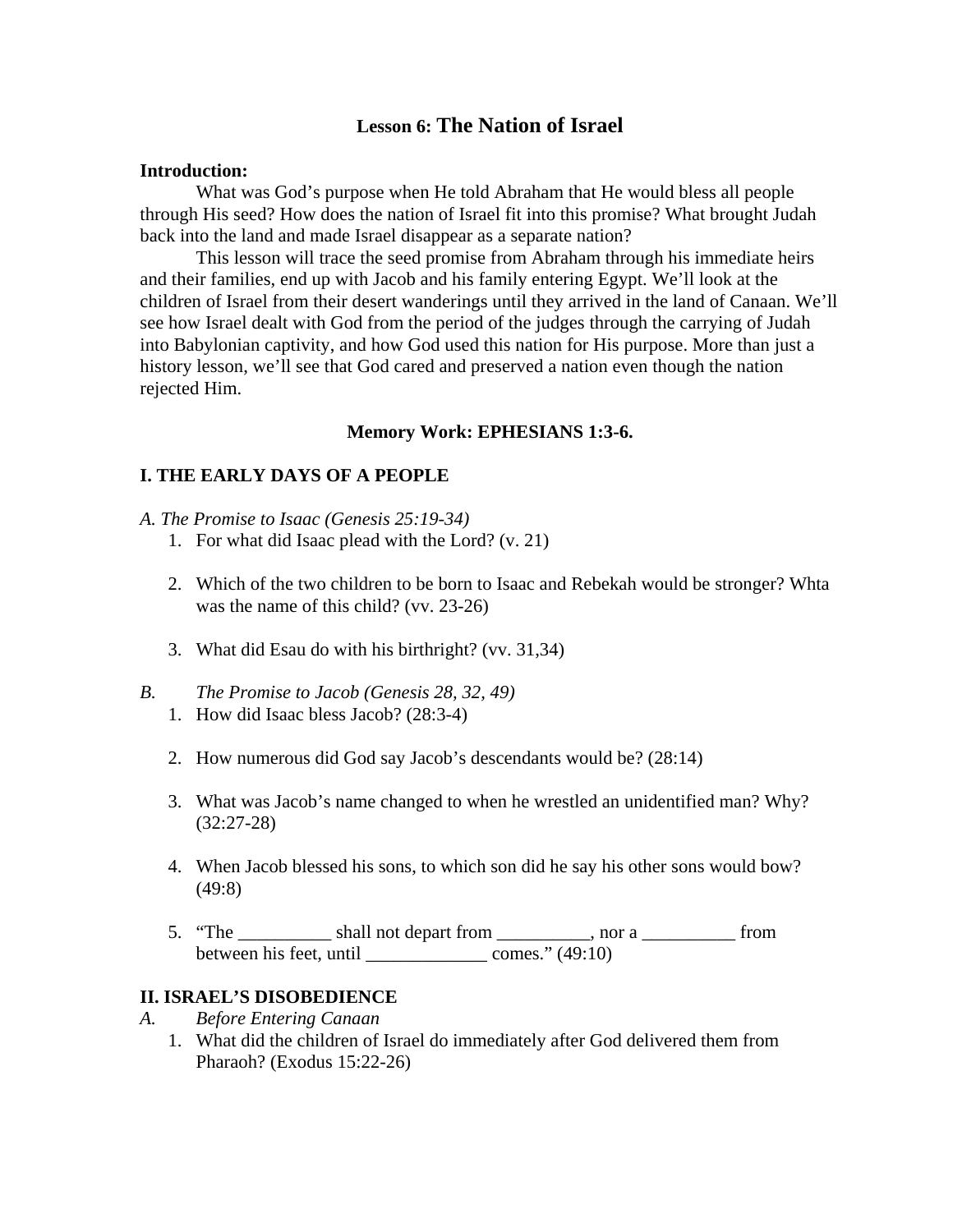# **Lesson 6: The Nation of Israel**

**Introduction:**

What was God's purpose when He told Abraham that He would bless all people through His seed? How does the nation of Israel fit into this promise? What brought Judah back into the land and made Israel disappear as a separate nation?

This lesson will trace the seed promise from Abraham through his immediate heirs and their families, end up with Jacob and his family entering Egypt. We'll look at the children of Israel from their desert wanderings until they arrived in the land of Canaan. We'll see how Israel dealt with God from the period of the judges through the carrying of Judah into Babylonian captivity, and how God used this nation for His purpose. More than just a history lesson, we'll see that God cared and preserved a nation even though the nation rejected Him.

**Memory Work: EPHESIANS 1:3-6.**

## I. THE EARLY DAYS OF A PEOPLE

*A. The Promise to Isaac (Genesis 25:19-34)*

1. For what did Isaac plead with the Lord? (v. 21)

2. Which of the two children to be born to Isaac and Rebekah would be stronger? Whta was the name of this child? (vv. 23-26)

3. What did Esau do with his birthright? (vv. 31,34)

*B. The Promise to Jacob (Genesis 28, 32, 49)*

1. How did Isaac bless Jacob? (28:3-4)

2. How numerous did God say Jacob's descendants would be? (28:14)

3. What was Jacob's name changed to when he wrestled an unidentified man? Why? (32:27-28)

4. When Jacob blessed his sons, to which son did he say his other sons would bow? (49:8)

5. "The __________ shall not depart from __________, nor a __________ from between his feet, until _____________ comes." (49:10)

## II. ISRAEL'S DISOBEDIENCE

*A. Before Entering Canaan*

1. What did the children of Israel do immediately after God delivered them from Pharaoh? (Exodus 15:22-26)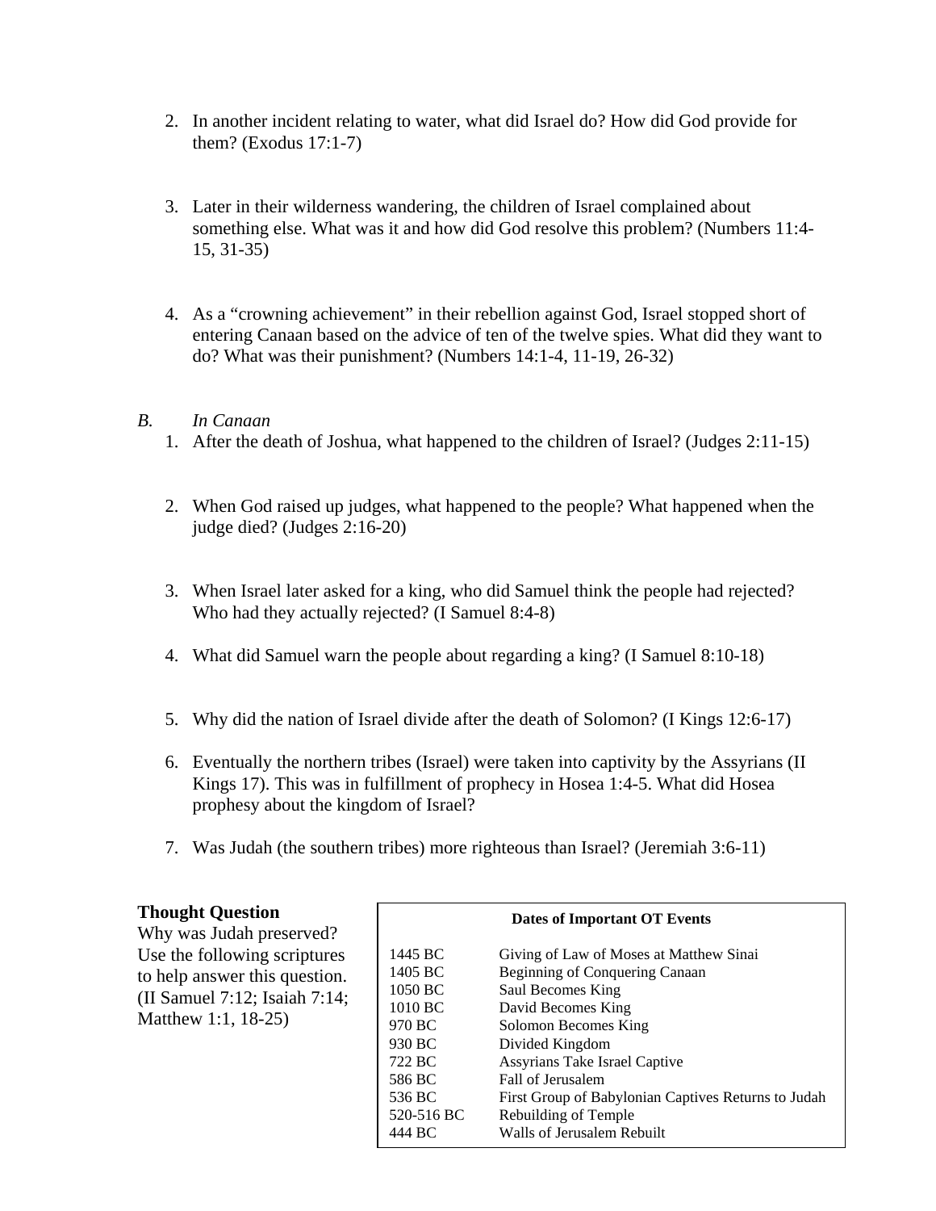2. In another incident relating to water, what did Israel do? How did God provide for them? (Exodus 17:1-7)

3. Later in their wilderness wandering, the children of Israel complained about something else. What was it and how did God resolve this problem? (Numbers 11:4-15, 31-35)

4. As a "crowning achievement" in their rebellion against God, Israel stopped short of entering Canaan based on the advice of ten of the twelve spies. What did they want to do? What was their punishment? (Numbers 14:1-4, 11-19, 26-32)

*B. In Canaan*

1. After the death of Joshua, what happened to the children of Israel? (Judges 2:11-15)

2. When God raised up judges, what happened to the people? What happened when the judge died? (Judges 2:16-20)

3. When Israel later asked for a king, who did Samuel think the people had rejected? Who had they actually rejected? (I Samuel 8:4-8)

4. What did Samuel warn the people about regarding a king? (I Samuel 8:10-18)

5. Why did the nation of Israel divide after the death of Solomon? (I Kings 12:6-17)

6. Eventually the northern tribes (Israel) were taken into captivity by the Assyrians (II Kings 17). This was in fulfillment of prophecy in Hosea 1:4-5. What did Hosea prophesy about the kingdom of Israel?

7. Was Judah (the southern tribes) more righteous than Israel? (Jeremiah 3:6-11)

**Thought Question**

Why was Judah preserved? Use the following scriptures to help answer this question. (II Samuel 7:12; Isaiah 7:14; Matthew 1:1, 18-25)

**Dates of Important OT Events**

| | |
|---|---|
| 1445 BC | Giving of Law of Moses at Matthew Sinai |
| 1405 BC | Beginning of Conquering Canaan |
| 1050 BC | Saul Becomes King |
| 1010 BC | David Becomes King |
| 970 BC | Solomon Becomes King |
| 930 BC | Divided Kingdom |
| 722 BC | Assyrians Take Israel Captive |
| 586 BC | Fall of Jerusalem |
| 536 BC | First Group of Babylonian Captives Returns to Judah |
| 520-516 BC | Rebuilding of Temple |
| 444 BC | Walls of Jerusalem Rebuilt |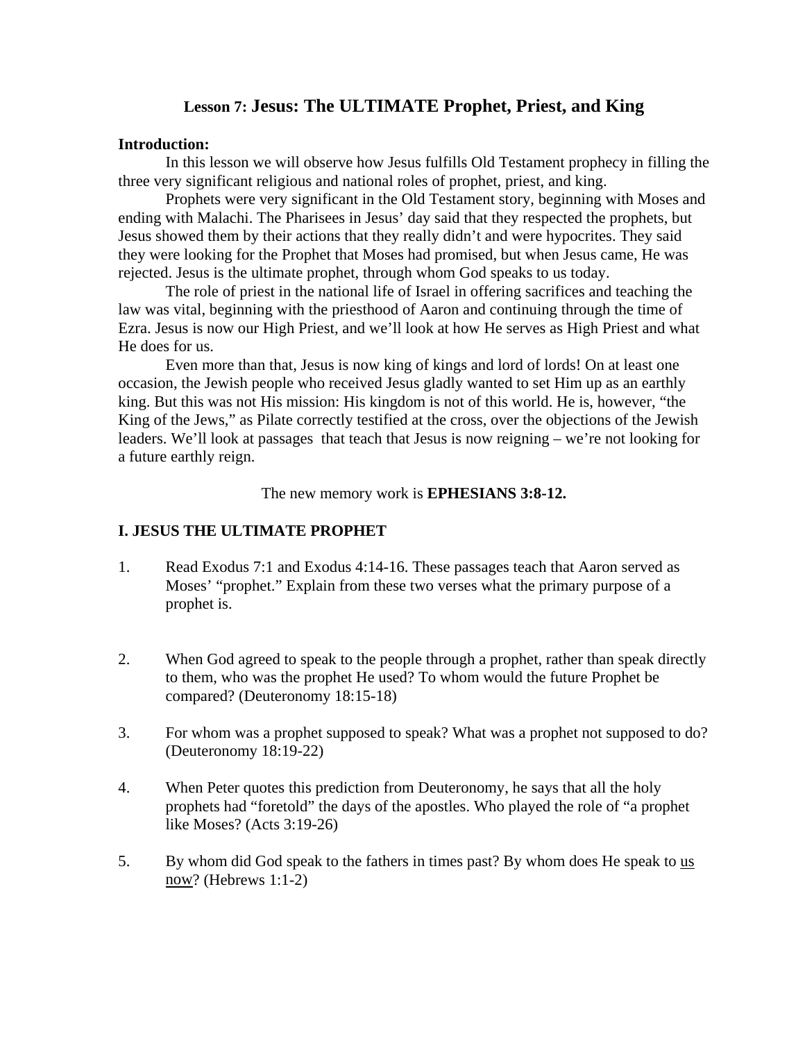# Lesson 7: Jesus: The ULTIMATE Prophet, Priest, and King

**Introduction:**

In this lesson we will observe how Jesus fulfills Old Testament prophecy in filling the three very significant religious and national roles of prophet, priest, and king.

Prophets were very significant in the Old Testament story, beginning with Moses and ending with Malachi. The Pharisees in Jesus' day said that they respected the prophets, but Jesus showed them by their actions that they really didn't and were hypocrites. They said they were looking for the Prophet that Moses had promised, but when Jesus came, He was rejected. Jesus is the ultimate prophet, through whom God speaks to us today.

The role of priest in the national life of Israel in offering sacrifices and teaching the law was vital, beginning with the priesthood of Aaron and continuing through the time of Ezra. Jesus is now our High Priest, and we'll look at how He serves as High Priest and what He does for us.

Even more than that, Jesus is now king of kings and lord of lords! On at least one occasion, the Jewish people who received Jesus gladly wanted to set Him up as an earthly king. But this was not His mission: His kingdom is not of this world. He is, however, "the King of the Jews," as Pilate correctly testified at the cross, over the objections of the Jewish leaders. We'll look at passages that teach that Jesus is now reigning – we're not looking for a future earthly reign.

The new memory work is **EPHESIANS 3:8-12.**

## I. JESUS THE ULTIMATE PROPHET

1. Read Exodus 7:1 and Exodus 4:14-16. These passages teach that Aaron served as Moses' "prophet." Explain from these two verses what the primary purpose of a prophet is.

2. When God agreed to speak to the people through a prophet, rather than speak directly to them, who was the prophet He used? To whom would the future Prophet be compared? (Deuteronomy 18:15-18)

3. For whom was a prophet supposed to speak? What was a prophet not supposed to do? (Deuteronomy 18:19-22)

4. When Peter quotes this prediction from Deuteronomy, he says that all the holy prophets had "foretold" the days of the apostles. Who played the role of "a prophet like Moses? (Acts 3:19-26)

5. By whom did God speak to the fathers in times past? By whom does He speak to <u>us now</u>? (Hebrews 1:1-2)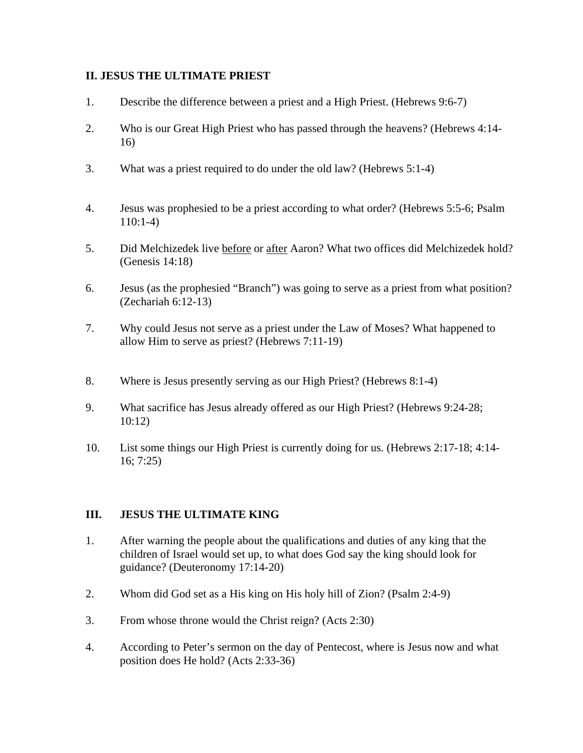## II. JESUS THE ULTIMATE PRIEST

1. Describe the difference between a priest and a High Priest. (Hebrews 9:6-7)

2. Who is our Great High Priest who has passed through the heavens? (Hebrews 4:14-16)

3. What was a priest required to do under the old law? (Hebrews 5:1-4)

4. Jesus was prophesied to be a priest according to what order? (Hebrews 5:5-6; Psalm 110:1-4)

5. Did Melchizedek live <u>before</u> or <u>after</u> Aaron? What two offices did Melchizedek hold? (Genesis 14:18)

6. Jesus (as the prophesied "Branch") was going to serve as a priest from what position? (Zechariah 6:12-13)

7. Why could Jesus not serve as a priest under the Law of Moses? What happened to allow Him to serve as priest? (Hebrews 7:11-19)

8. Where is Jesus presently serving as our High Priest? (Hebrews 8:1-4)

9. What sacrifice has Jesus already offered as our High Priest? (Hebrews 9:24-28; 10:12)

10. List some things our High Priest is currently doing for us. (Hebrews 2:17-18; 4:14-16; 7:25)

## III. JESUS THE ULTIMATE KING

1. After warning the people about the qualifications and duties of any king that the children of Israel would set up, to what does God say the king should look for guidance? (Deuteronomy 17:14-20)

2. Whom did God set as a His king on His holy hill of Zion? (Psalm 2:4-9)

3. From whose throne would the Christ reign? (Acts 2:30)

4. According to Peter's sermon on the day of Pentecost, where is Jesus now and what position does He hold? (Acts 2:33-36)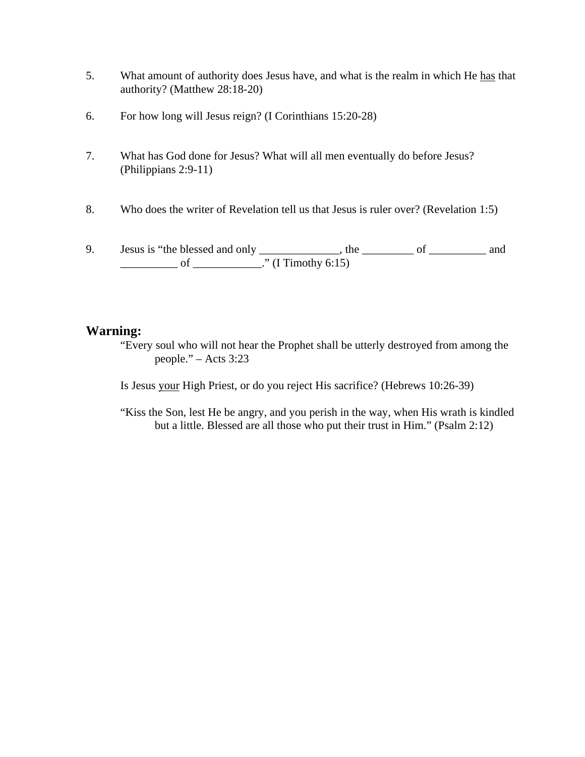5. What amount of authority does Jesus have, and what is the realm in which He <u>has</u> that authority? (Matthew 28:18-20)

6. For how long will Jesus reign? (I Corinthians 15:20-28)

7. What has God done for Jesus? What will all men eventually do before Jesus? (Philippians 2:9-11)

8. Who does the writer of Revelation tell us that Jesus is ruler over? (Revelation 1:5)

9. Jesus is "the blessed and only ______________, the _________ of __________ and __________ of ____________." (I Timothy 6:15)

## Warning:

"Every soul who will not hear the Prophet shall be utterly destroyed from among the people." – Acts 3:23

Is Jesus <u>your</u> High Priest, or do you reject His sacrifice? (Hebrews 10:26-39)

"Kiss the Son, lest He be angry, and you perish in the way, when His wrath is kindled but a little. Blessed are all those who put their trust in Him." (Psalm 2:12)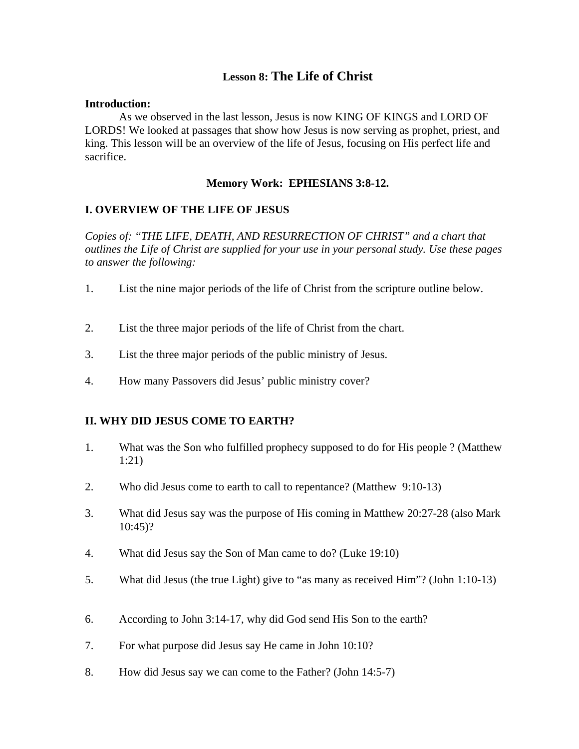# Lesson 8: The Life of Christ

**Introduction:**

As we observed in the last lesson, Jesus is now KING OF KINGS and LORD OF LORDS! We looked at passages that show how Jesus is now serving as prophet, priest, and king. This lesson will be an overview of the life of Jesus, focusing on His perfect life and sacrifice.

**Memory Work: EPHESIANS 3:8-12.**

## I. OVERVIEW OF THE LIFE OF JESUS

*Copies of: "THE LIFE, DEATH, AND RESURRECTION OF CHRIST" and a chart that outlines the Life of Christ are supplied for your use in your personal study. Use these pages to answer the following:*

1. List the nine major periods of the life of Christ from the scripture outline below.

2. List the three major periods of the life of Christ from the chart.

3. List the three major periods of the public ministry of Jesus.

4. How many Passovers did Jesus' public ministry cover?

## II. WHY DID JESUS COME TO EARTH?

1. What was the Son who fulfilled prophecy supposed to do for His people ? (Matthew 1:21)

2. Who did Jesus come to earth to call to repentance? (Matthew 9:10-13)

3. What did Jesus say was the purpose of His coming in Matthew 20:27-28 (also Mark 10:45)?

4. What did Jesus say the Son of Man came to do? (Luke 19:10)

5. What did Jesus (the true Light) give to "as many as received Him"? (John 1:10-13)

6. According to John 3:14-17, why did God send His Son to the earth?

7. For what purpose did Jesus say He came in John 10:10?

8. How did Jesus say we can come to the Father? (John 14:5-7)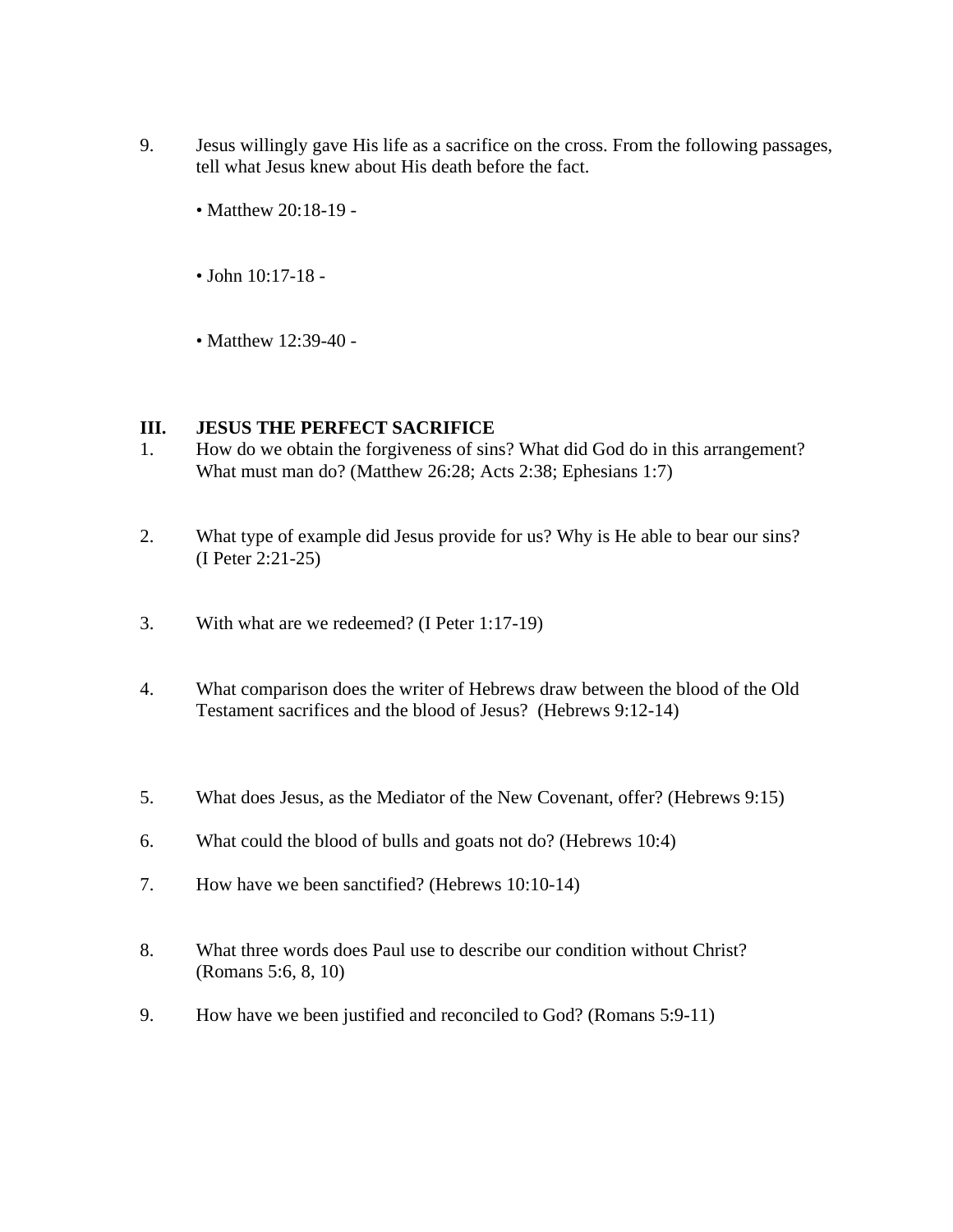9. Jesus willingly gave His life as a sacrifice on the cross. From the following passages, tell what Jesus knew about His death before the fact.

   • Matthew 20:18-19 -

   • John 10:17-18 -

   • Matthew 12:39-40 -

## III. JESUS THE PERFECT SACRIFICE

1. How do we obtain the forgiveness of sins? What did God do in this arrangement? What must man do? (Matthew 26:28; Acts 2:38; Ephesians 1:7)

2. What type of example did Jesus provide for us? Why is He able to bear our sins? (I Peter 2:21-25)

3. With what are we redeemed? (I Peter 1:17-19)

4. What comparison does the writer of Hebrews draw between the blood of the Old Testament sacrifices and the blood of Jesus? (Hebrews 9:12-14)

5. What does Jesus, as the Mediator of the New Covenant, offer? (Hebrews 9:15)

6. What could the blood of bulls and goats not do? (Hebrews 10:4)

7. How have we been sanctified? (Hebrews 10:10-14)

8. What three words does Paul use to describe our condition without Christ? (Romans 5:6, 8, 10)

9. How have we been justified and reconciled to God? (Romans 5:9-11)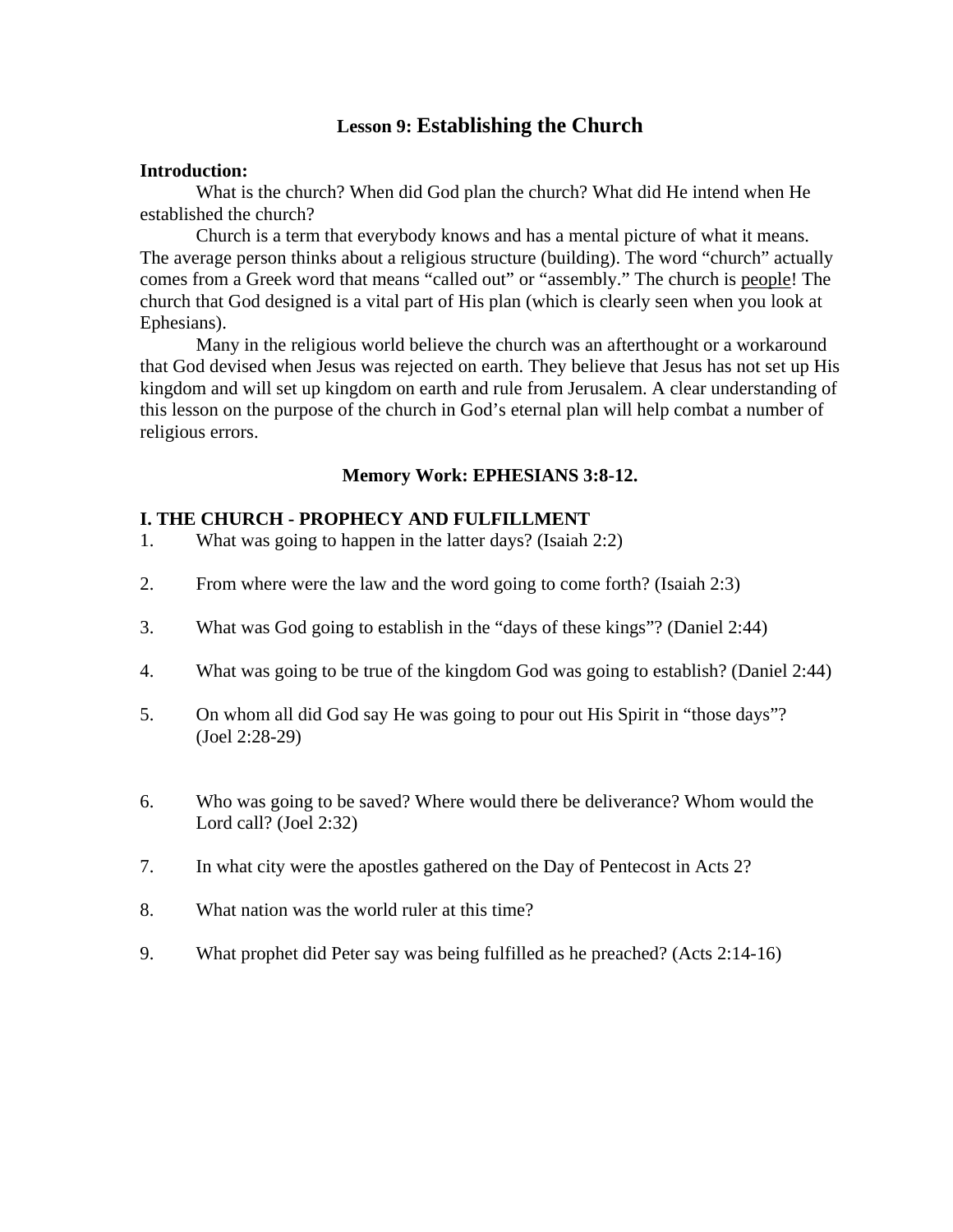# Lesson 9: Establishing the Church

**Introduction:**

What is the church? When did God plan the church? What did He intend when He established the church?

Church is a term that everybody knows and has a mental picture of what it means. The average person thinks about a religious structure (building). The word "church" actually comes from a Greek word that means "called out" or "assembly." The church is <u>people</u>! The church that God designed is a vital part of His plan (which is clearly seen when you look at Ephesians).

Many in the religious world believe the church was an afterthought or a workaround that God devised when Jesus was rejected on earth. They believe that Jesus has not set up His kingdom and will set up kingdom on earth and rule from Jerusalem. A clear understanding of this lesson on the purpose of the church in God's eternal plan will help combat a number of religious errors.

**Memory Work: EPHESIANS 3:8-12.**

## I. THE CHURCH - PROPHECY AND FULFILLMENT

1. What was going to happen in the latter days? (Isaiah 2:2)

2. From where were the law and the word going to come forth? (Isaiah 2:3)

3. What was God going to establish in the "days of these kings"? (Daniel 2:44)

4. What was going to be true of the kingdom God was going to establish? (Daniel 2:44)

5. On whom all did God say He was going to pour out His Spirit in "those days"? (Joel 2:28-29)

6. Who was going to be saved? Where would there be deliverance? Whom would the Lord call? (Joel 2:32)

7. In what city were the apostles gathered on the Day of Pentecost in Acts 2?

8. What nation was the world ruler at this time?

9. What prophet did Peter say was being fulfilled as he preached? (Acts 2:14-16)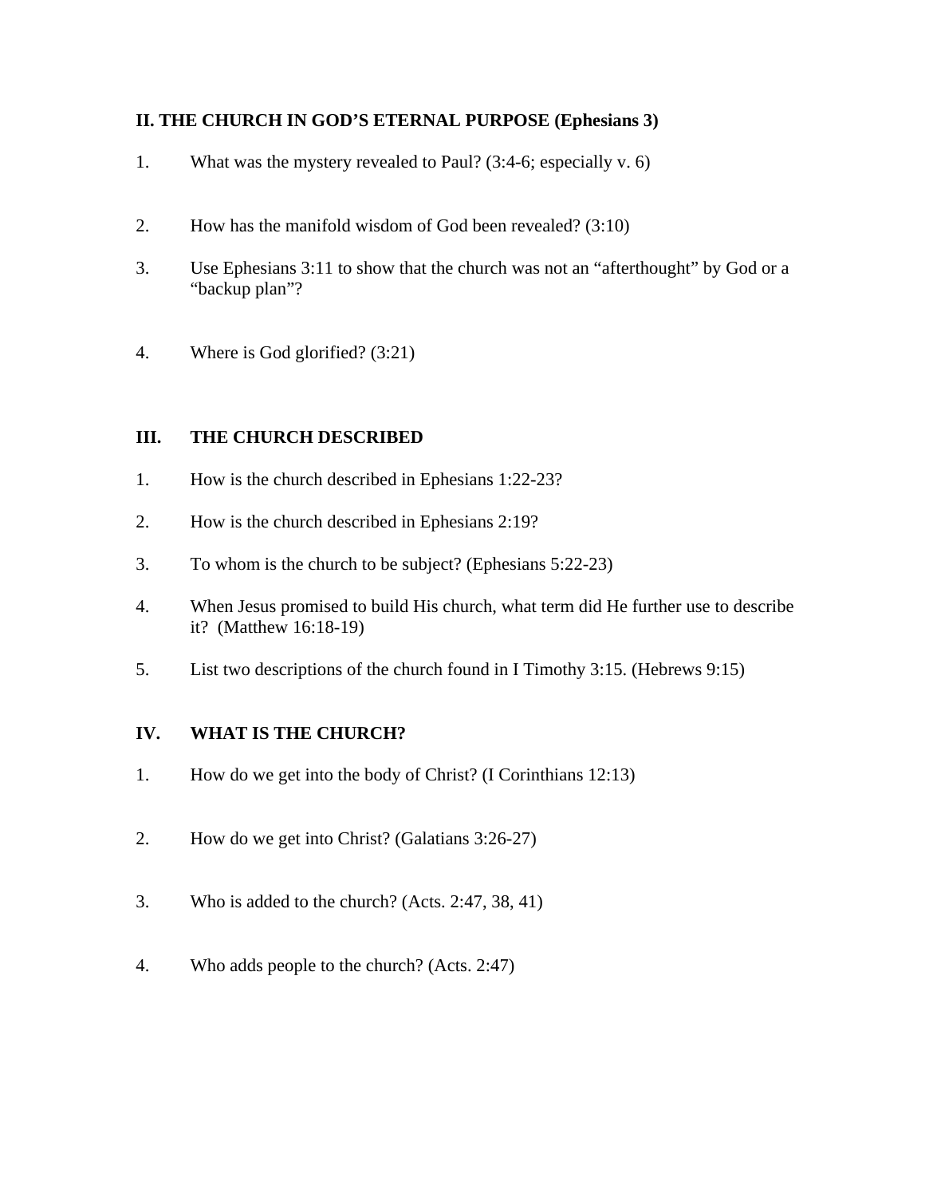## II. THE CHURCH IN GOD'S ETERNAL PURPOSE (Ephesians 3)

1. What was the mystery revealed to Paul? (3:4-6; especially v. 6)

2. How has the manifold wisdom of God been revealed? (3:10)

3. Use Ephesians 3:11 to show that the church was not an "afterthought" by God or a "backup plan"?

4. Where is God glorified? (3:21)

## III. THE CHURCH DESCRIBED

1. How is the church described in Ephesians 1:22-23?

2. How is the church described in Ephesians 2:19?

3. To whom is the church to be subject? (Ephesians 5:22-23)

4. When Jesus promised to build His church, what term did He further use to describe it? (Matthew 16:18-19)

5. List two descriptions of the church found in I Timothy 3:15. (Hebrews 9:15)

## IV. WHAT IS THE CHURCH?

1. How do we get into the body of Christ? (I Corinthians 12:13)

2. How do we get into Christ? (Galatians 3:26-27)

3. Who is added to the church? (Acts. 2:47, 38, 41)

4. Who adds people to the church? (Acts. 2:47)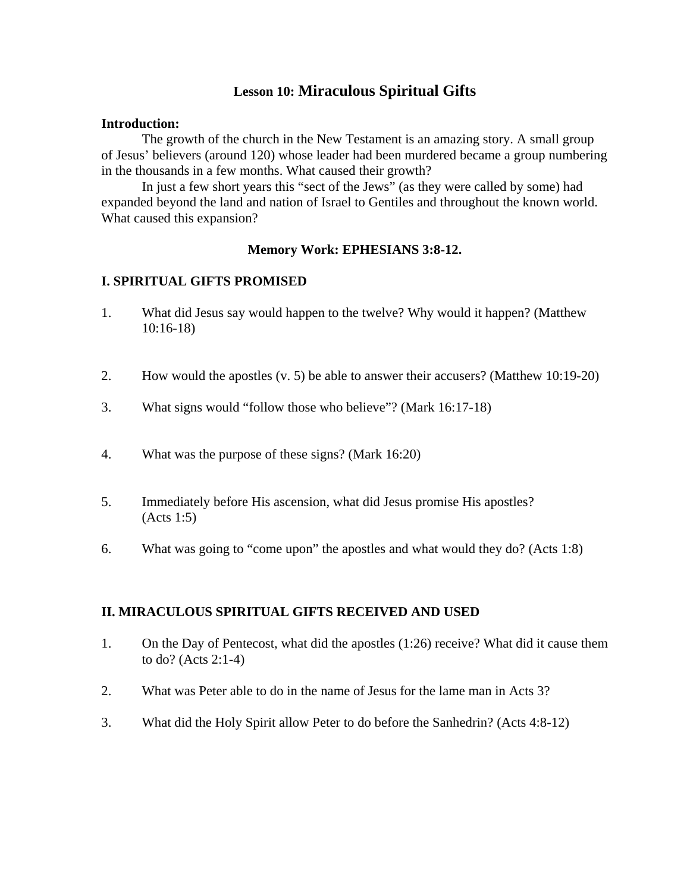# **Lesson 10:** Miraculous Spiritual Gifts

**Introduction:**

The growth of the church in the New Testament is an amazing story. A small group of Jesus' believers (around 120) whose leader had been murdered became a group numbering in the thousands in a few months. What caused their growth?

In just a few short years this "sect of the Jews" (as they were called by some) had expanded beyond the land and nation of Israel to Gentiles and throughout the known world. What caused this expansion?

**Memory Work: EPHESIANS 3:8-12.**

## I. SPIRITUAL GIFTS PROMISED

1. What did Jesus say would happen to the twelve? Why would it happen? (Matthew 10:16-18)

2. How would the apostles (v. 5) be able to answer their accusers? (Matthew 10:19-20)

3. What signs would "follow those who believe"? (Mark 16:17-18)

4. What was the purpose of these signs? (Mark 16:20)

5. Immediately before His ascension, what did Jesus promise His apostles? (Acts 1:5)

6. What was going to "come upon" the apostles and what would they do? (Acts 1:8)

## II. MIRACULOUS SPIRITUAL GIFTS RECEIVED AND USED

1. On the Day of Pentecost, what did the apostles (1:26) receive? What did it cause them to do? (Acts 2:1-4)

2. What was Peter able to do in the name of Jesus for the lame man in Acts 3?

3. What did the Holy Spirit allow Peter to do before the Sanhedrin? (Acts 4:8-12)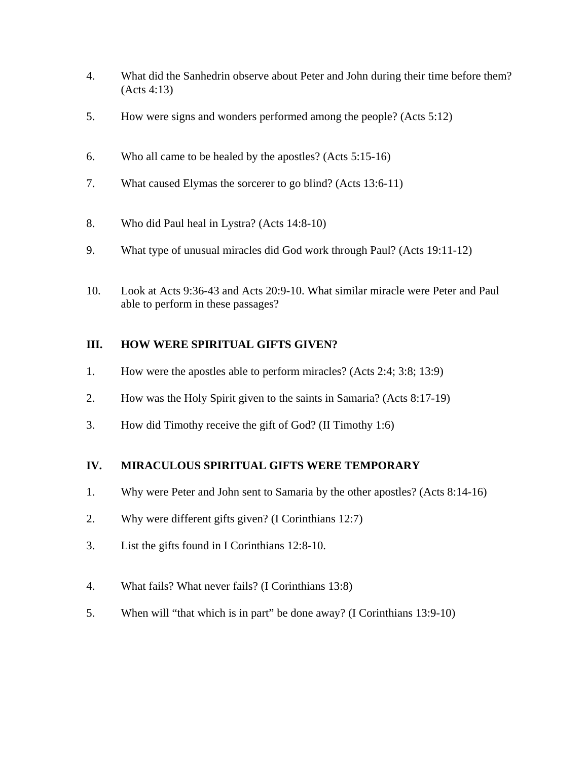4. What did the Sanhedrin observe about Peter and John during their time before them? (Acts 4:13)

5. How were signs and wonders performed among the people? (Acts 5:12)

6. Who all came to be healed by the apostles? (Acts 5:15-16)

7. What caused Elymas the sorcerer to go blind? (Acts 13:6-11)

8. Who did Paul heal in Lystra? (Acts 14:8-10)

9. What type of unusual miracles did God work through Paul? (Acts 19:11-12)

10. Look at Acts 9:36-43 and Acts 20:9-10. What similar miracle were Peter and Paul able to perform in these passages?

## III. HOW WERE SPIRITUAL GIFTS GIVEN?

1. How were the apostles able to perform miracles? (Acts 2:4; 3:8; 13:9)

2. How was the Holy Spirit given to the saints in Samaria? (Acts 8:17-19)

3. How did Timothy receive the gift of God? (II Timothy 1:6)

## IV. MIRACULOUS SPIRITUAL GIFTS WERE TEMPORARY

1. Why were Peter and John sent to Samaria by the other apostles? (Acts 8:14-16)

2. Why were different gifts given? (I Corinthians 12:7)

3. List the gifts found in I Corinthians 12:8-10.

4. What fails? What never fails? (I Corinthians 13:8)

5. When will “that which is in part” be done away? (I Corinthians 13:9-10)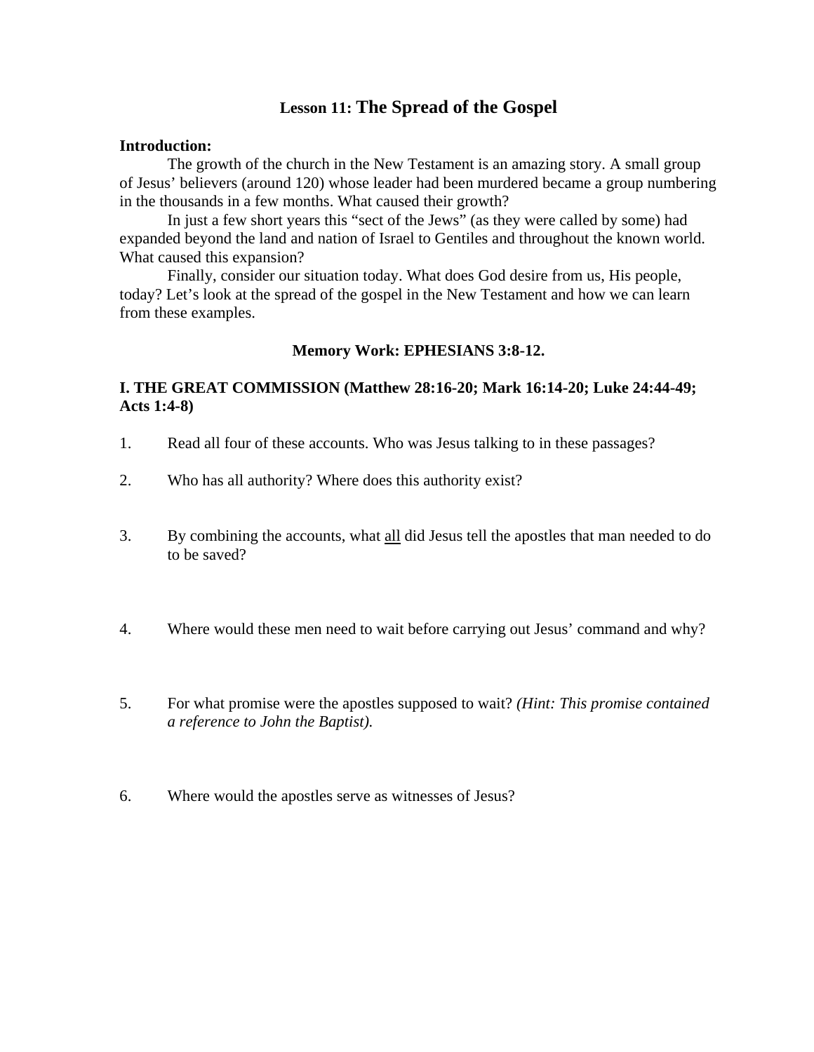# Lesson 11: The Spread of the Gospel

**Introduction:**

The growth of the church in the New Testament is an amazing story. A small group of Jesus' believers (around 120) whose leader had been murdered became a group numbering in the thousands in a few months. What caused their growth?

In just a few short years this "sect of the Jews" (as they were called by some) had expanded beyond the land and nation of Israel to Gentiles and throughout the known world. What caused this expansion?

Finally, consider our situation today. What does God desire from us, His people, today? Let's look at the spread of the gospel in the New Testament and how we can learn from these examples.

**Memory Work: EPHESIANS 3:8-12.**

## I. THE GREAT COMMISSION (Matthew 28:16-20; Mark 16:14-20; Luke 24:44-49; Acts 1:4-8)

1. Read all four of these accounts. Who was Jesus talking to in these passages?

2. Who has all authority? Where does this authority exist?

3. By combining the accounts, what <u>all</u> did Jesus tell the apostles that man needed to do to be saved?

4. Where would these men need to wait before carrying out Jesus' command and why?

5. For what promise were the apostles supposed to wait? *(Hint: This promise contained a reference to John the Baptist).*

6. Where would the apostles serve as witnesses of Jesus?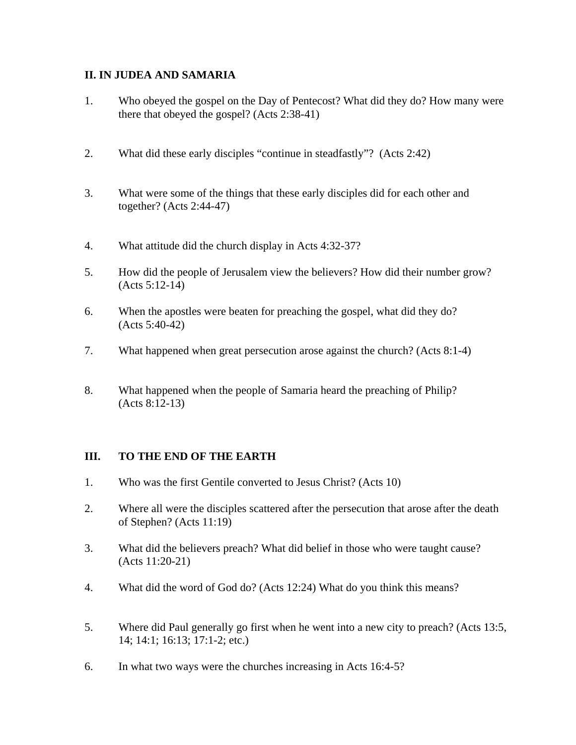## II. IN JUDEA AND SAMARIA

1. Who obeyed the gospel on the Day of Pentecost? What did they do? How many were there that obeyed the gospel? (Acts 2:38-41)

2. What did these early disciples "continue in steadfastly"? (Acts 2:42)

3. What were some of the things that these early disciples did for each other and together? (Acts 2:44-47)

4. What attitude did the church display in Acts 4:32-37?

5. How did the people of Jerusalem view the believers? How did their number grow? (Acts 5:12-14)

6. When the apostles were beaten for preaching the gospel, what did they do? (Acts 5:40-42)

7. What happened when great persecution arose against the church? (Acts 8:1-4)

8. What happened when the people of Samaria heard the preaching of Philip? (Acts 8:12-13)

## III. TO THE END OF THE EARTH

1. Who was the first Gentile converted to Jesus Christ? (Acts 10)

2. Where all were the disciples scattered after the persecution that arose after the death of Stephen? (Acts 11:19)

3. What did the believers preach? What did belief in those who were taught cause? (Acts 11:20-21)

4. What did the word of God do? (Acts 12:24) What do you think this means?

5. Where did Paul generally go first when he went into a new city to preach? (Acts 13:5, 14; 14:1; 16:13; 17:1-2; etc.)

6. In what two ways were the churches increasing in Acts 16:4-5?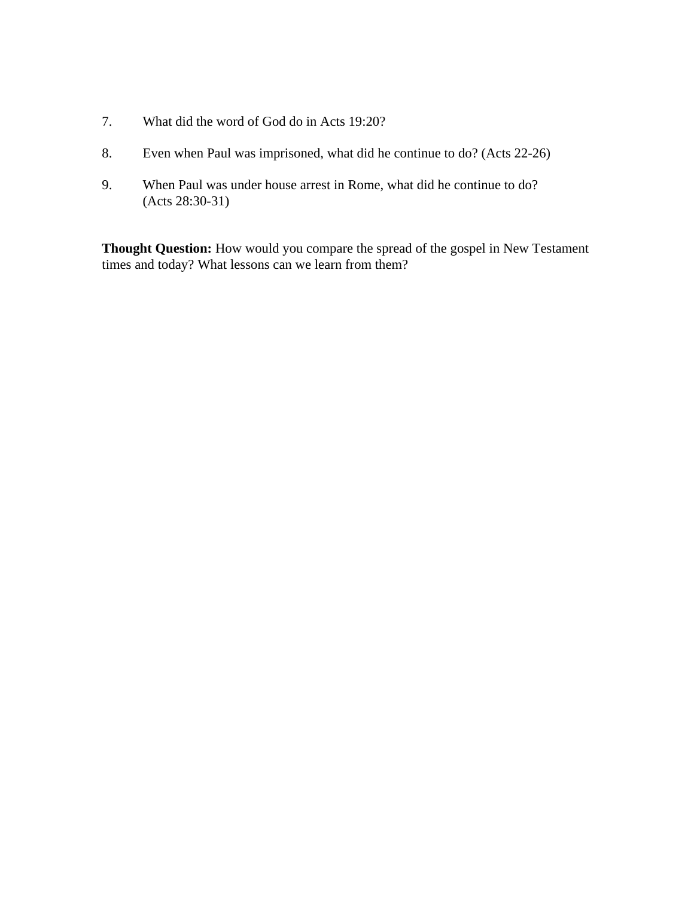7. What did the word of God do in Acts 19:20?

8. Even when Paul was imprisoned, what did he continue to do? (Acts 22-26)

9. When Paul was under house arrest in Rome, what did he continue to do? (Acts 28:30-31)

**Thought Question:** How would you compare the spread of the gospel in New Testament times and today? What lessons can we learn from them?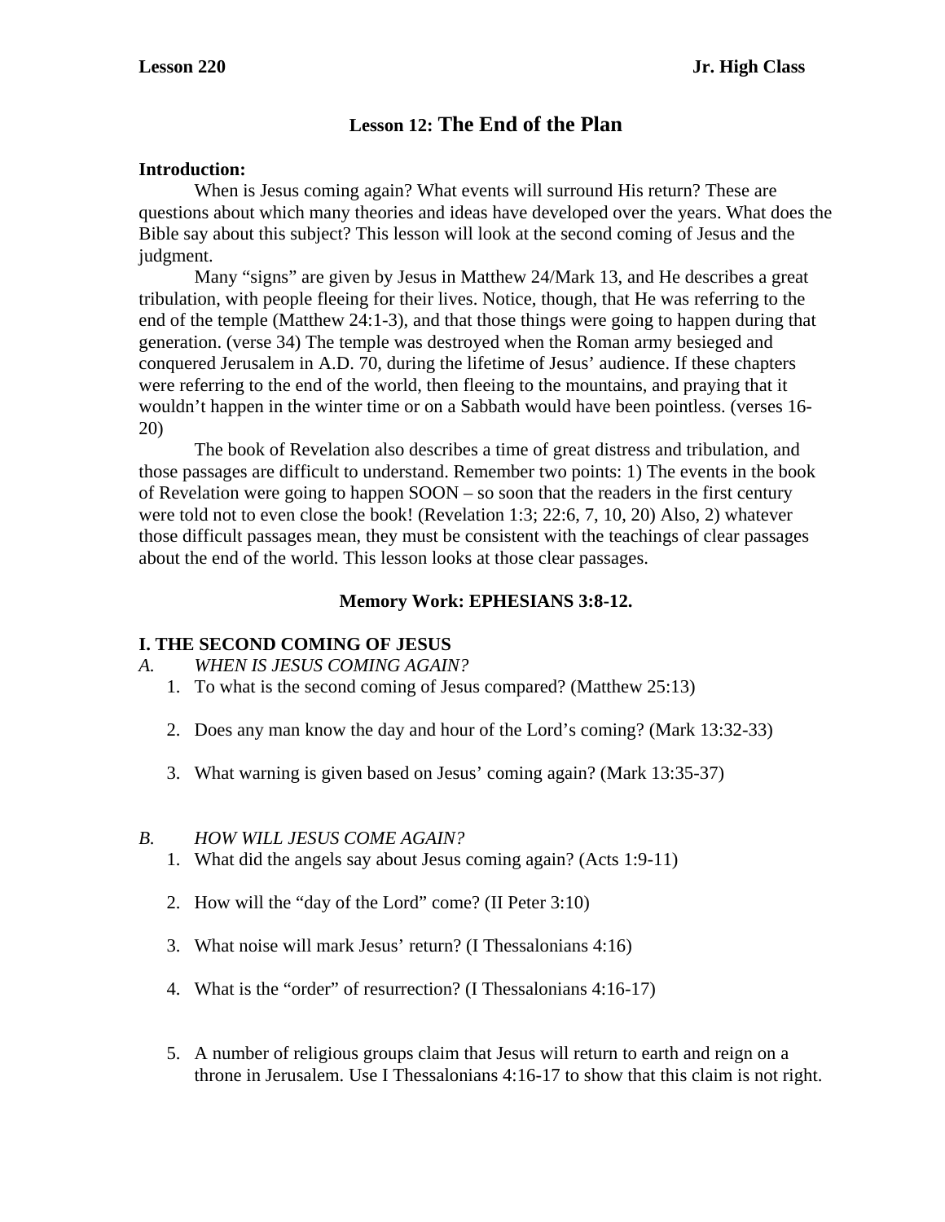**Lesson 220** **Jr. High Class**

# Lesson 12: The End of the Plan

**Introduction:**

When is Jesus coming again? What events will surround His return? These are questions about which many theories and ideas have developed over the years. What does the Bible say about this subject? This lesson will look at the second coming of Jesus and the judgment.

Many "signs" are given by Jesus in Matthew 24/Mark 13, and He describes a great tribulation, with people fleeing for their lives. Notice, though, that He was referring to the end of the temple (Matthew 24:1-3), and that those things were going to happen during that generation. (verse 34) The temple was destroyed when the Roman army besieged and conquered Jerusalem in A.D. 70, during the lifetime of Jesus' audience. If these chapters were referring to the end of the world, then fleeing to the mountains, and praying that it wouldn't happen in the winter time or on a Sabbath would have been pointless. (verses 16-20)

The book of Revelation also describes a time of great distress and tribulation, and those passages are difficult to understand. Remember two points: 1) The events in the book of Revelation were going to happen SOON – so soon that the readers in the first century were told not to even close the book! (Revelation 1:3; 22:6, 7, 10, 20) Also, 2) whatever those difficult passages mean, they must be consistent with the teachings of clear passages about the end of the world. This lesson looks at those clear passages.

**Memory Work: EPHESIANS 3:8-12.**

## I. THE SECOND COMING OF JESUS

*A. WHEN IS JESUS COMING AGAIN?*

1. To what is the second coming of Jesus compared? (Matthew 25:13)

2. Does any man know the day and hour of the Lord's coming? (Mark 13:32-33)

3. What warning is given based on Jesus' coming again? (Mark 13:35-37)

*B. HOW WILL JESUS COME AGAIN?*

1. What did the angels say about Jesus coming again? (Acts 1:9-11)

2. How will the "day of the Lord" come? (II Peter 3:10)

3. What noise will mark Jesus' return? (I Thessalonians 4:16)

4. What is the "order" of resurrection? (I Thessalonians 4:16-17)

5. A number of religious groups claim that Jesus will return to earth and reign on a throne in Jerusalem. Use I Thessalonians 4:16-17 to show that this claim is not right.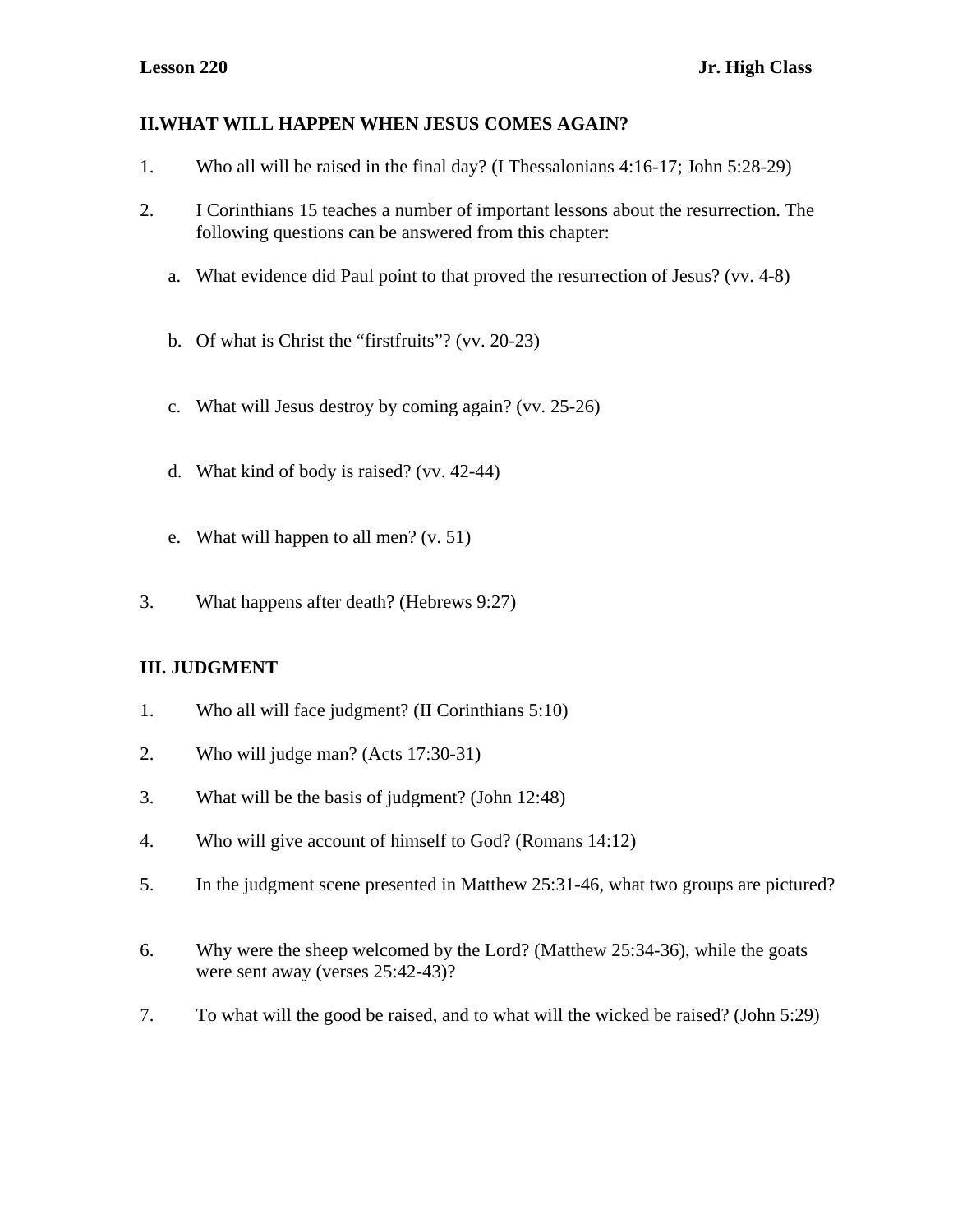**Lesson 220** **Jr. High Class**

## II. WHAT WILL HAPPEN WHEN JESUS COMES AGAIN?

1. Who all will be raised in the final day? (I Thessalonians 4:16-17; John 5:28-29)

2. I Corinthians 15 teaches a number of important lessons about the resurrection. The following questions can be answered from this chapter:

   a. What evidence did Paul point to that proved the resurrection of Jesus? (vv. 4-8)

   b. Of what is Christ the "firstfruits"? (vv. 20-23)

   c. What will Jesus destroy by coming again? (vv. 25-26)

   d. What kind of body is raised? (vv. 42-44)

   e. What will happen to all men? (v. 51)

3. What happens after death? (Hebrews 9:27)

## III. JUDGMENT

1. Who all will face judgment? (II Corinthians 5:10)
2. Who will judge man? (Acts 17:30-31)
3. What will be the basis of judgment? (John 12:48)
4. Who will give account of himself to God? (Romans 14:12)
5. In the judgment scene presented in Matthew 25:31-46, what two groups are pictured?
6. Why were the sheep welcomed by the Lord? (Matthew 25:34-36), while the goats were sent away (verses 25:42-43)?
7. To what will the good be raised, and to what will the wicked be raised? (John 5:29)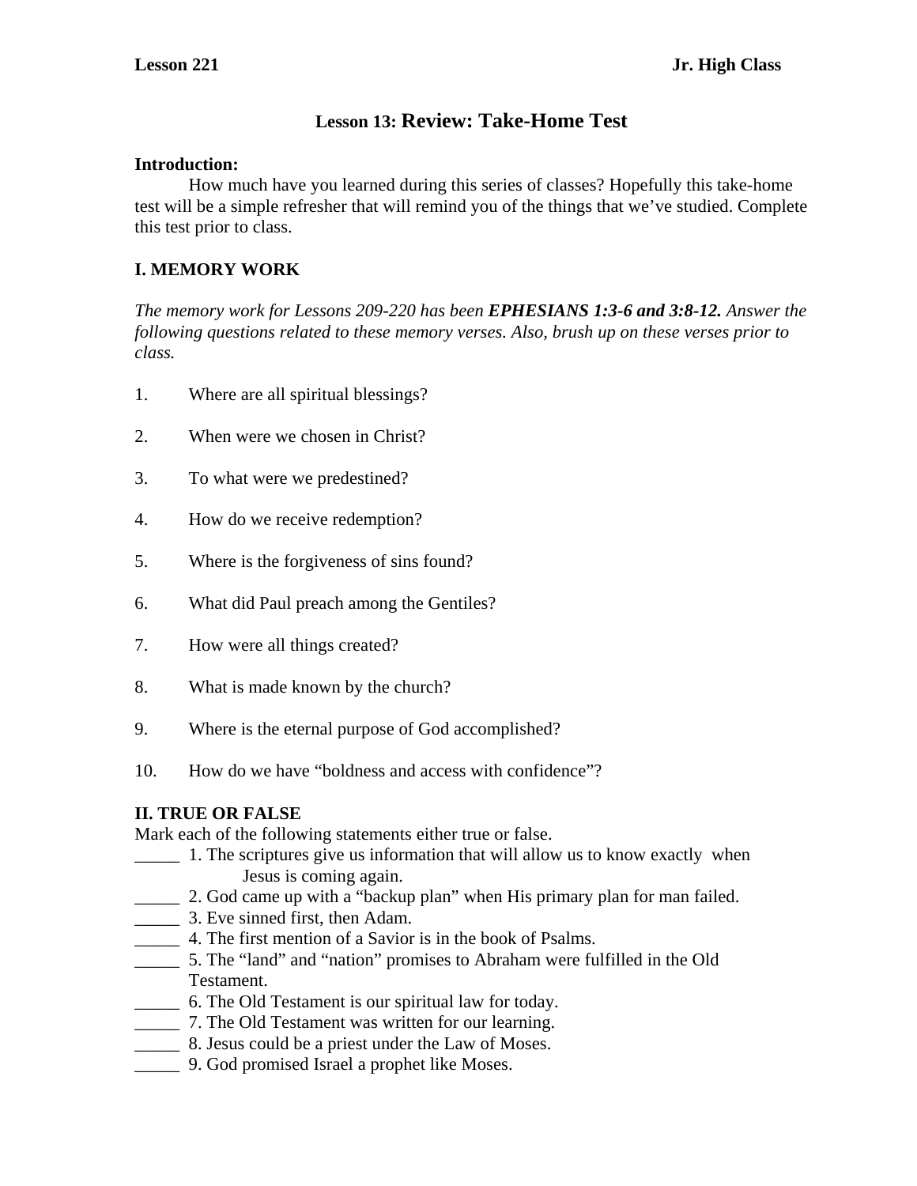**Lesson 221** **Jr. High Class**

## Lesson 13: Review: Take-Home Test

**Introduction:**

How much have you learned during this series of classes? Hopefully this take-home test will be a simple refresher that will remind you of the things that we've studied. Complete this test prior to class.

### I. MEMORY WORK

*The memory work for Lessons 209-220 has been* ***EPHESIANS 1:3-6 and 3:8-12.*** *Answer the following questions related to these memory verses. Also, brush up on these verses prior to class.*

1. Where are all spiritual blessings?
2. When were we chosen in Christ?
3. To what were we predestined?
4. How do we receive redemption?
5. Where is the forgiveness of sins found?
6. What did Paul preach among the Gentiles?
7. How were all things created?
8. What is made known by the church?
9. Where is the eternal purpose of God accomplished?
10. How do we have "boldness and access with confidence"?

### II. TRUE OR FALSE

Mark each of the following statements either true or false.

_____ 1. The scriptures give us information that will allow us to know exactly when Jesus is coming again.
_____ 2. God came up with a "backup plan" when His primary plan for man failed.
_____ 3. Eve sinned first, then Adam.
_____ 4. The first mention of a Savior is in the book of Psalms.
_____ 5. The "land" and "nation" promises to Abraham were fulfilled in the Old Testament.
_____ 6. The Old Testament is our spiritual law for today.
_____ 7. The Old Testament was written for our learning.
_____ 8. Jesus could be a priest under the Law of Moses.
_____ 9. God promised Israel a prophet like Moses.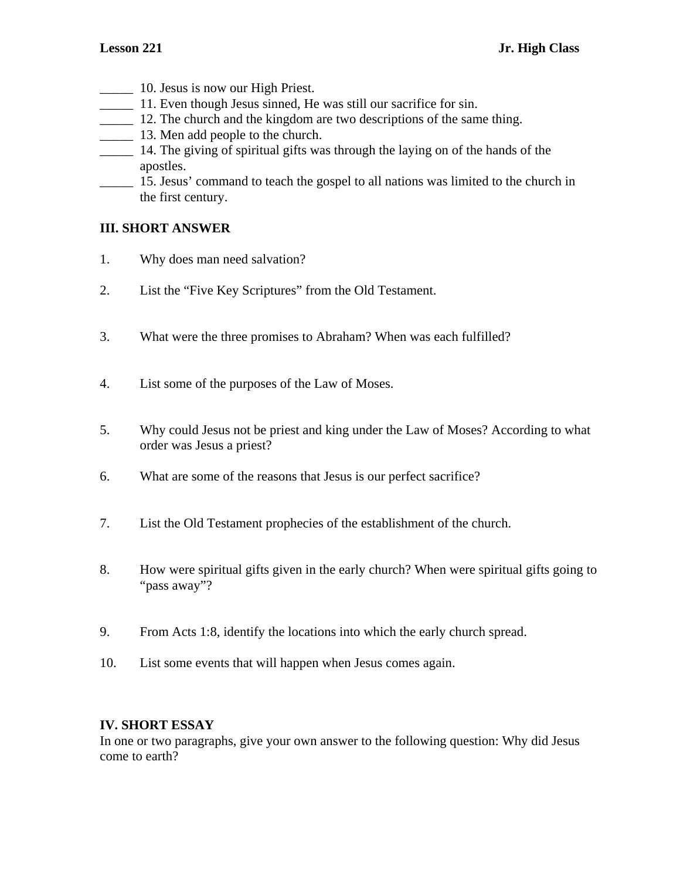_____ 10. Jesus is now our High Priest.
_____ 11. Even though Jesus sinned, He was still our sacrifice for sin.
_____ 12. The church and the kingdom are two descriptions of the same thing.
_____ 13. Men add people to the church.
_____ 14. The giving of spiritual gifts was through the laying on of the hands of the apostles.
_____ 15. Jesus' command to teach the gospel to all nations was limited to the church in the first century.

### III. SHORT ANSWER

1. Why does man need salvation?

2. List the "Five Key Scriptures" from the Old Testament.

3. What were the three promises to Abraham? When was each fulfilled?

4. List some of the purposes of the Law of Moses.

5. Why could Jesus not be priest and king under the Law of Moses? According to what order was Jesus a priest?

6. What are some of the reasons that Jesus is our perfect sacrifice?

7. List the Old Testament prophecies of the establishment of the church.

8. How were spiritual gifts given in the early church? When were spiritual gifts going to "pass away"?

9. From Acts 1:8, identify the locations into which the early church spread.

10. List some events that will happen when Jesus comes again.

### IV. SHORT ESSAY

In one or two paragraphs, give your own answer to the following question: Why did Jesus come to earth?